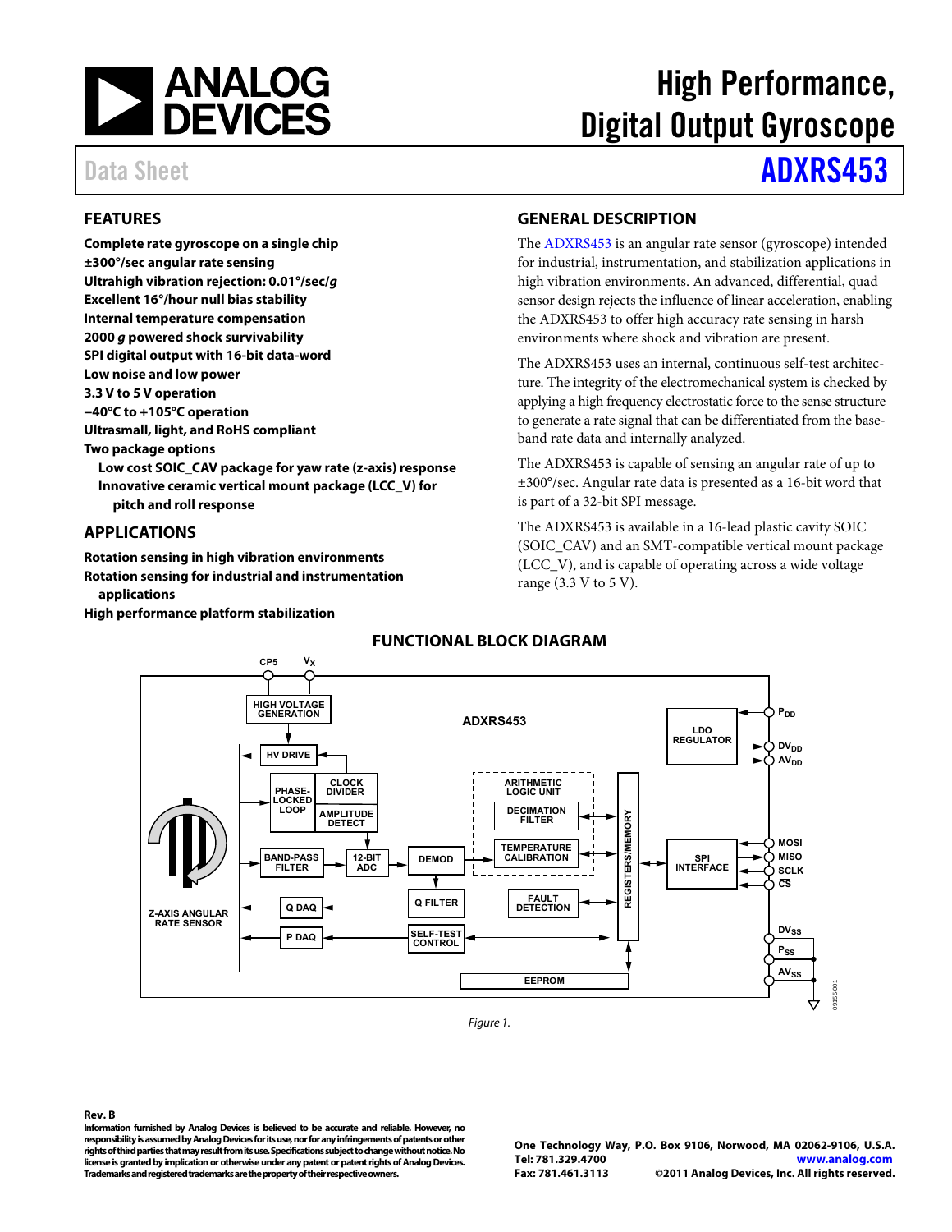# High Performance, Digital Output Gyroscope

Data Sheet **ADXRS453**

## FEATURES

**Complete rate gyroscope on a single chip**
**±300°/sec angular rate sensing**
**Ultrahigh vibration rejection: 0.01°/sec/*g***
**Excellent 16°/hour null bias stability**
**Internal temperature compensation**
**2000 *g* powered shock survivability**
**SPI digital output with 16-bit data-word**
**Low noise and low power**
**3.3 V to 5 V operation**
**−40°C to +105°C operation**
**Ultrasmall, light, and RoHS compliant**
**Two package options**
- **Low cost SOIC_CAV package for yaw rate (z-axis) response**
- **Innovative ceramic vertical mount package (LCC_V) for pitch and roll response**

## APPLICATIONS

**Rotation sensing in high vibration environments**
**Rotation sensing for industrial and instrumentation applications**
**High performance platform stabilization**

## GENERAL DESCRIPTION

The ADXRS453 is an angular rate sensor (gyroscope) intended for industrial, instrumentation, and stabilization applications in high vibration environments. An advanced, differential, quad sensor design rejects the influence of linear acceleration, enabling the ADXRS453 to offer high accuracy rate sensing in harsh environments where shock and vibration are present.

The ADXRS453 uses an internal, continuous self-test architecture. The integrity of the electromechanical system is checked by applying a high frequency electrostatic force to the sense structure to generate a rate signal that can be differentiated from the baseband rate data and internally analyzed.

The ADXRS453 is capable of sensing an angular rate of up to ±300°/sec. Angular rate data is presented as a 16-bit word that is part of a 32-bit SPI message.

The ADXRS453 is available in a 16-lead plastic cavity SOIC (SOIC_CAV) and an SMT-compatible vertical mount package (LCC_V), and is capable of operating across a wide voltage range (3.3 V to 5 V).

## FUNCTIONAL BLOCK DIAGRAM

*Figure 1.*

**Rev. B**
**Information furnished by Analog Devices is believed to be accurate and reliable. However, no responsibility is assumed by Analog Devices for its use, nor for any infringements of patents or other rights of third parties that may result from its use. Specifications subject to change without notice. No license is granted by implication or otherwise under any patent or patent rights of Analog Devices. Trademarks and registered trademarks are the property of their respective owners.**

**One Technology Way, P.O. Box 9106, Norwood, MA 02062-9106, U.S.A.**
**Tel: 781.329.4700 www.analog.com**
**Fax: 781.461.3113 ©2011 Analog Devices, Inc. All rights reserved.**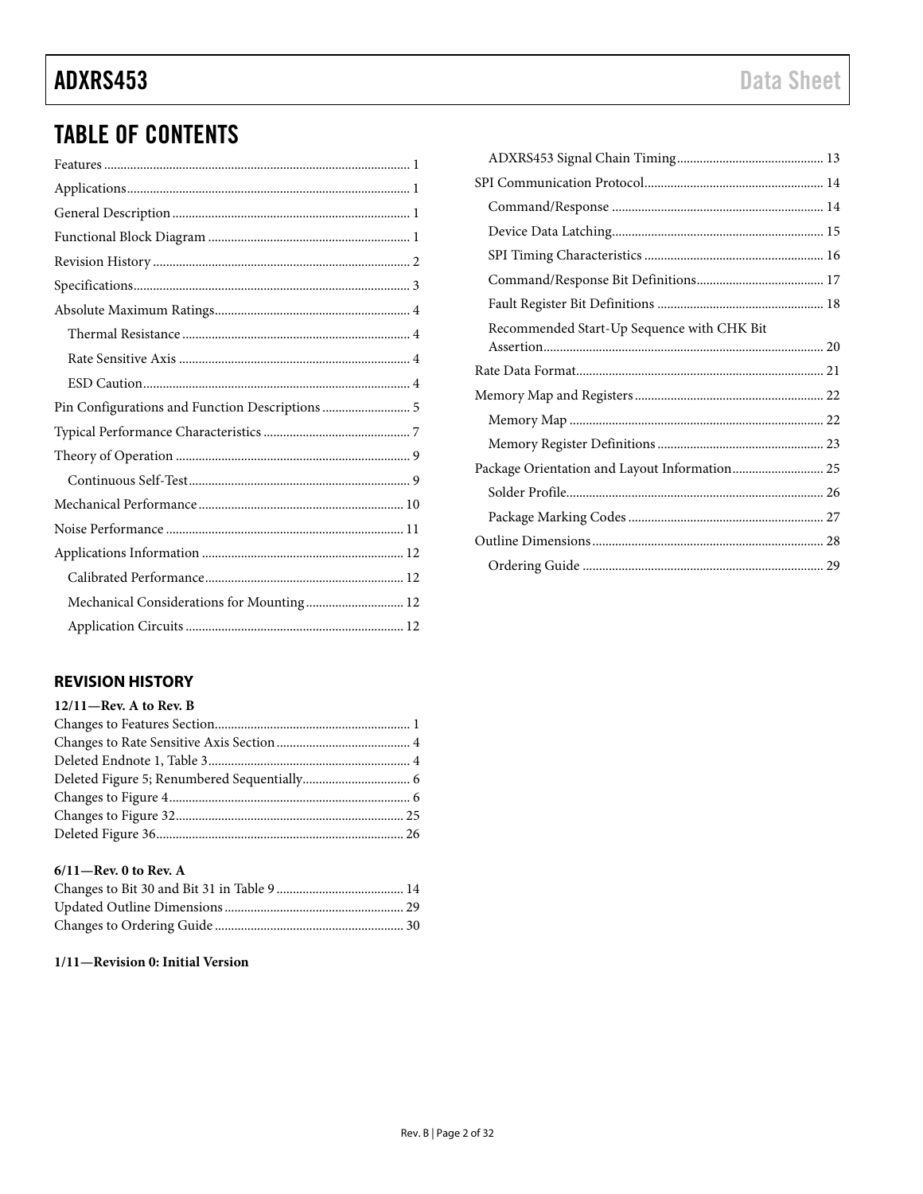## TABLE OF CONTENTS

Features ... 1
Applications ... 1
General Description ... 1
Functional Block Diagram ... 1
Revision History ... 2
Specifications ... 3
Absolute Maximum Ratings ... 4
- Thermal Resistance ... 4
- Rate Sensitive Axis ... 4
- ESD Caution ... 4

Pin Configurations and Function Descriptions ... 5
Typical Performance Characteristics ... 7
Theory of Operation ... 9
- Continuous Self-Test ... 9

Mechanical Performance ... 10
Noise Performance ... 11
Applications Information ... 12
- Calibrated Performance ... 12
- Mechanical Considerations for Mounting ... 12
- Application Circuits ... 12
- ADXRS453 Signal Chain Timing ... 13

SPI Communication Protocol ... 14
- Command/Response ... 14
- Device Data Latching ... 15
- SPI Timing Characteristics ... 16
- Command/Response Bit Definitions ... 17
- Fault Register Bit Definitions ... 18
- Recommended Start-Up Sequence with CHK Bit Assertion ... 20

Rate Data Format ... 21
Memory Map and Registers ... 22
- Memory Map ... 22
- Memory Register Definitions ... 23

Package Orientation and Layout Information ... 25
- Solder Profile ... 26
- Package Marking Codes ... 27

Outline Dimensions ... 28
- Ordering Guide ... 29

### REVISION HISTORY

**12/11—Rev. A to Rev. B**

Changes to Features Section ... 1
Changes to Rate Sensitive Axis Section ... 4
Deleted Endnote 1, Table 3 ... 4
Deleted Figure 5; Renumbered Sequentially ... 6
Changes to Figure 4 ... 6
Changes to Figure 32 ... 25
Deleted Figure 36 ... 26

**6/11—Rev. 0 to Rev. A**

Changes to Bit 30 and Bit 31 in Table 9 ... 14
Updated Outline Dimensions ... 29
Changes to Ordering Guide ... 30

**1/11—Revision 0: Initial Version**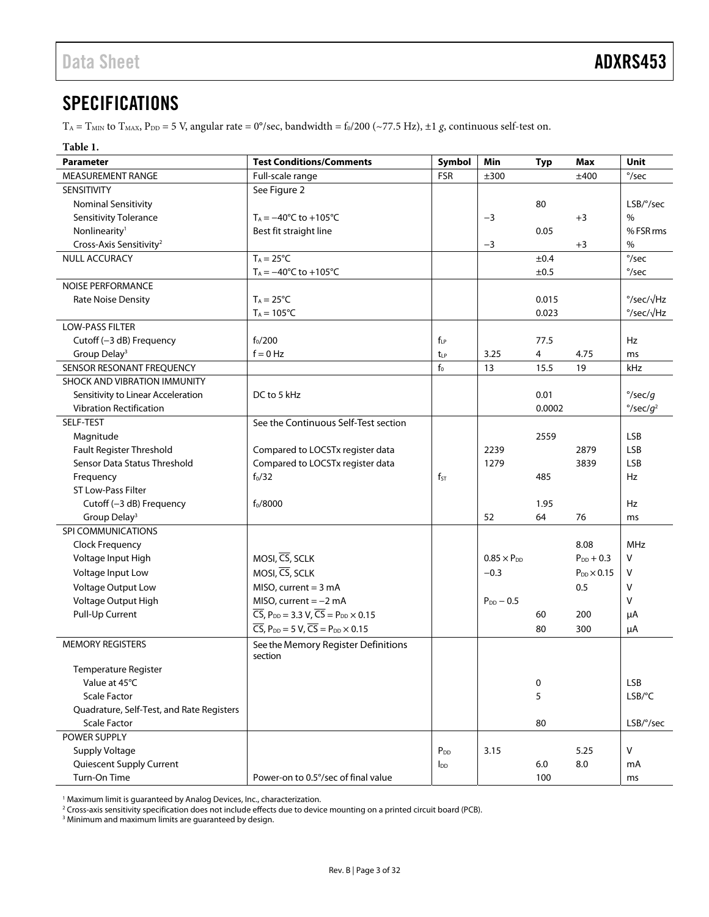## SPECIFICATIONS

$T_A = T_{MIN}$ to $T_{MAX}$, $P_{DD} = 5$ V, angular rate = 0°/sec, bandwidth = $f_0/200$ (~77.5 Hz), ±1 *g*, continuous self-test on.

**Table 1.**

| Parameter | Test Conditions/Comments | Symbol | Min | Typ | Max | Unit |
|---|---|---|---|---|---|---|
| MEASUREMENT RANGE | Full-scale range | FSR | ±300 | | ±400 | °/sec |
| SENSITIVITY | See Figure 2 | | | | | |
| Nominal Sensitivity | | | | 80 | | LSB/°/sec |
| Sensitivity Tolerance | $T_A = −40°C$ to $+105°C$ | | −3 | | +3 | % |
| Nonlinearity[1] | Best fit straight line | | | 0.05 | | % FSR rms |
| Cross-Axis Sensitivity[2] | | | −3 | | +3 | % |
| NULL ACCURACY | $T_A = 25°C$ | | | ±0.4 | | °/sec |
| | $T_A = −40°C$ to $+105°C$ | | | ±0.5 | | °/sec |
| NOISE PERFORMANCE | | | | | | |
| Rate Noise Density | $T_A = 25°C$ | | | 0.015 | | °/sec/√Hz |
| | $T_A = 105°C$ | | | 0.023 | | °/sec/√Hz |
| LOW-PASS FILTER | | | | | | |
| Cutoff (−3 dB) Frequency | $f_0/200$ | $f_{LP}$ | | 77.5 | | Hz |
| Group Delay[3] | f = 0 Hz | $t_{LP}$ | 3.25 | 4 | 4.75 | ms |
| SENSOR RESONANT FREQUENCY | | $f_0$ | 13 | 15.5 | 19 | kHz |
| SHOCK AND VIBRATION IMMUNITY | | | | | | |
| Sensitivity to Linear Acceleration | DC to 5 kHz | | | 0.01 | | °/sec/*g* |
| Vibration Rectification | | | | 0.0002 | | °/sec/$g^2$ |
| SELF-TEST | See the Continuous Self-Test section | | | | | |
| Magnitude | | | | 2559 | | LSB |
| Fault Register Threshold | Compared to LOCSTx register data | | 2239 | | 2879 | LSB |
| Sensor Data Status Threshold | Compared to LOCSTx register data | | 1279 | | 3839 | LSB |
| Frequency | $f_0/32$ | $f_{ST}$ | | 485 | | Hz |
| ST Low-Pass Filter | | | | | | |
| Cutoff (−3 dB) Frequency | $f_0/8000$ | | | 1.95 | | Hz |
| Group Delay[3] | | | 52 | 64 | 76 | ms |
| SPI COMMUNICATIONS | | | | | | |
| Clock Frequency | | | | | 8.08 | MHz |
| Voltage Input High | MOSI, $\overline{CS}$, SCLK | | $0.85 \times P_{DD}$ | | $P_{DD} + 0.3$ | V |
| Voltage Input Low | MOSI, $\overline{CS}$, SCLK | | −0.3 | | $P_{DD} \times 0.15$ | V |
| Voltage Output Low | MISO, current = 3 mA | | | | 0.5 | V |
| Voltage Output High | MISO, current = −2 mA | | $P_{DD} − 0.5$ | | | V |
| Pull-Up Current | $\overline{CS}$, $P_{DD} = 3.3$ V, $\overline{CS} = P_{DD} \times 0.15$ | | | 60 | 200 | µA |
| | $\overline{CS}$, $P_{DD} = 5$ V, $\overline{CS} = P_{DD} \times 0.15$ | | | 80 | 300 | µA |
| MEMORY REGISTERS | See the Memory Register Definitions section | | | | | |
| Temperature Register | | | | | | |
| Value at 45°C | | | | 0 | | LSB |
| Scale Factor | | | | 5 | | LSB/°C |
| Quadrature, Self-Test, and Rate Registers | | | | | | |
| Scale Factor | | | | 80 | | LSB/°/sec |
| POWER SUPPLY | | | | | | |
| Supply Voltage | | $P_{DD}$ | 3.15 | | 5.25 | V |
| Quiescent Supply Current | | $I_{DD}$ | | 6.0 | 8.0 | mA |
| Turn-On Time | Power-on to 0.5°/sec of final value | | | 100 | | ms |

[1] Maximum limit is guaranteed by Analog Devices, Inc., characterization.
[2] Cross-axis sensitivity specification does not include effects due to device mounting on a printed circuit board (PCB).
[3] Minimum and maximum limits are guaranteed by design.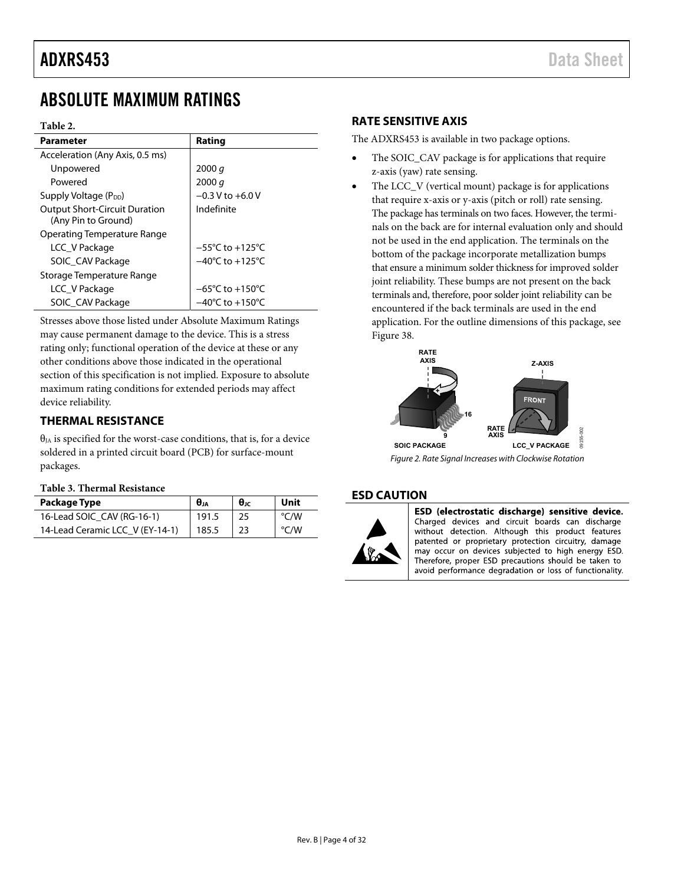# ABSOLUTE MAXIMUM RATINGS

**Table 2.**

| Parameter | Rating |
|---|---|
| Acceleration (Any Axis, 0.5 ms) | |
| Unpowered | 2000 *g* |
| Powered | 2000 *g* |
| Supply Voltage ($P_{DD}$) | −0.3 V to +6.0 V |
| Output Short-Circuit Duration (Any Pin to Ground) | Indefinite |
| Operating Temperature Range | |
| LCC_V Package | −55°C to +125°C |
| SOIC_CAV Package | −40°C to +125°C |
| Storage Temperature Range | |
| LCC_V Package | −65°C to +150°C |
| SOIC_CAV Package | −40°C to +150°C |

Stresses above those listed under Absolute Maximum Ratings may cause permanent damage to the device. This is a stress rating only; functional operation of the device at these or any other conditions above those indicated in the operational section of this specification is not implied. Exposure to absolute maximum rating conditions for extended periods may affect device reliability.

## THERMAL RESISTANCE

$\theta_{JA}$ is specified for the worst-case conditions, that is, for a device soldered in a printed circuit board (PCB) for surface-mount packages.

**Table 3. Thermal Resistance**

| Package Type | $\theta_{JA}$ | $\theta_{JC}$ | Unit |
|---|---|---|---|
| 16-Lead SOIC_CAV (RG-16-1) | 191.5 | 25 | °C/W |
| 14-Lead Ceramic LCC_V (EY-14-1) | 185.5 | 23 | °C/W |

## RATE SENSITIVE AXIS

The ADXRS453 is available in two package options.

- The SOIC_CAV package is for applications that require z-axis (yaw) rate sensing.
- The LCC_V (vertical mount) package is for applications that require x-axis or y-axis (pitch or roll) rate sensing. The package has terminals on two faces. However, the terminals on the back are for internal evaluation only and should not be used in the end application. The terminals on the bottom of the package incorporate metallization bumps that ensure a minimum solder thickness for improved solder joint reliability. These bumps are not present on the back terminals and, therefore, poor solder joint reliability can be encountered if the back terminals are used in the end application. For the outline dimensions of this package, see Figure 38.

*Figure 2. Rate Signal Increases with Clockwise Rotation*

## ESD CAUTION

**ESD (electrostatic discharge) sensitive device.** Charged devices and circuit boards can discharge without detection. Although this product features patented or proprietary protection circuitry, damage may occur on devices subjected to high energy ESD. Therefore, proper ESD precautions should be taken to avoid performance degradation or loss of functionality.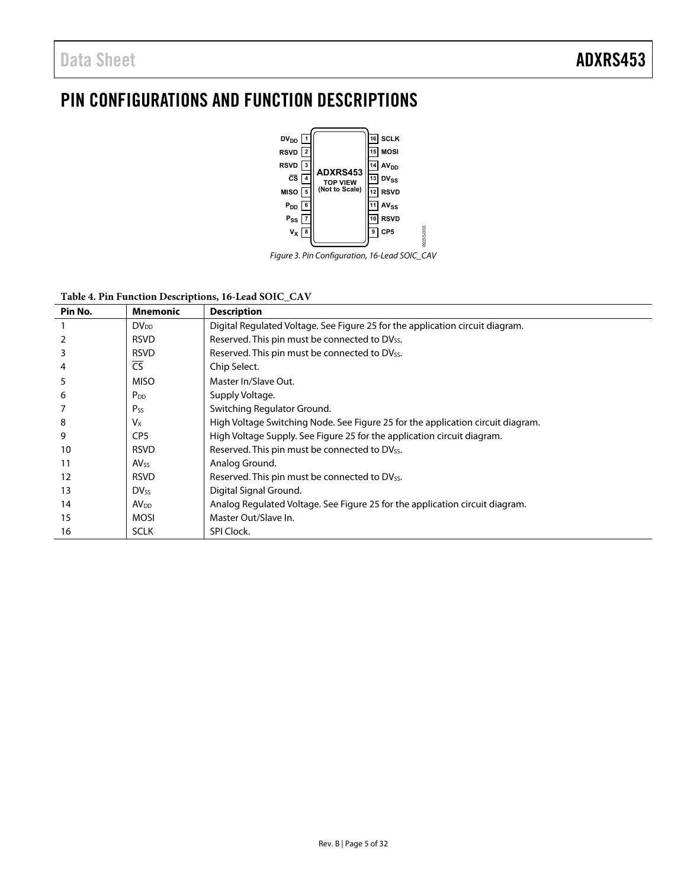# PIN CONFIGURATIONS AND FUNCTION DESCRIPTIONS

Figure 3. Pin Configuration, 16-Lead SOIC_CAV

**Table 4. Pin Function Descriptions, 16-Lead SOIC_CAV**

| Pin No. | Mnemonic | Description |
|---|---|---|
| 1 | $DV_{DD}$ | Digital Regulated Voltage. See Figure 25 for the application circuit diagram. |
| 2 | RSVD | Reserved. This pin must be connected to $DV_{SS}$. |
| 3 | RSVD | Reserved. This pin must be connected to $DV_{SS}$. |
| 4 | $\overline{CS}$ | Chip Select. |
| 5 | MISO | Master In/Slave Out. |
| 6 | $P_{DD}$ | Supply Voltage. |
| 7 | $P_{SS}$ | Switching Regulator Ground. |
| 8 | $V_X$ | High Voltage Switching Node. See Figure 25 for the application circuit diagram. |
| 9 | CP5 | High Voltage Supply. See Figure 25 for the application circuit diagram. |
| 10 | RSVD | Reserved. This pin must be connected to $DV_{SS}$. |
| 11 | $AV_{SS}$ | Analog Ground. |
| 12 | RSVD | Reserved. This pin must be connected to $DV_{SS}$. |
| 13 | $DV_{SS}$ | Digital Signal Ground. |
| 14 | $AV_{DD}$ | Analog Regulated Voltage. See Figure 25 for the application circuit diagram. |
| 15 | MOSI | Master Out/Slave In. |
| 16 | SCLK | SPI Clock. |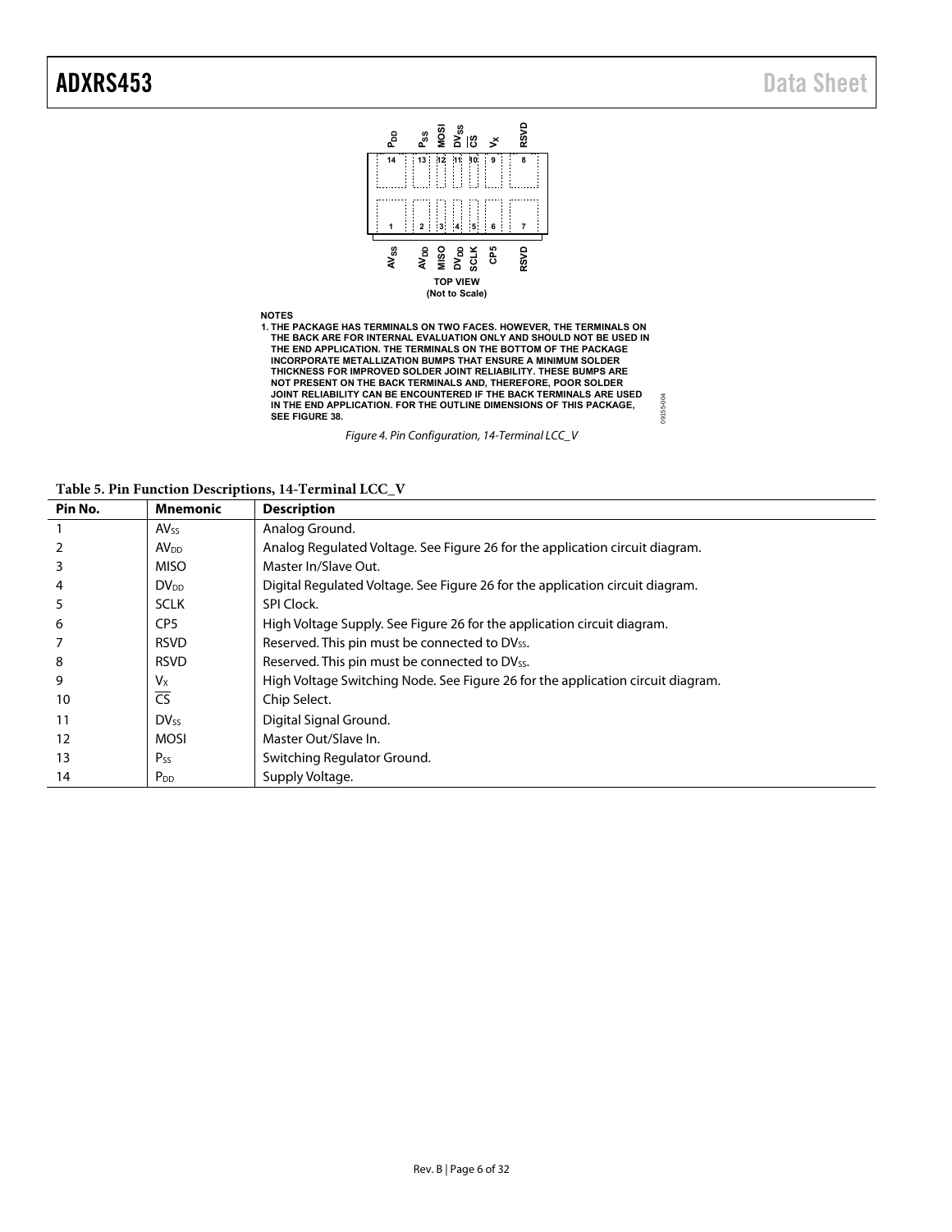NOTES
1. THE PACKAGE HAS TERMINALS ON TWO FACES. HOWEVER, THE TERMINALS ON THE BACK ARE FOR INTERNAL EVALUATION ONLY AND SHOULD NOT BE USED IN THE END APPLICATION. THE TERMINALS ON THE BOTTOM OF THE PACKAGE INCORPORATE METALLIZATION BUMPS THAT ENSURE A MINIMUM SOLDER THICKNESS FOR IMPROVED SOLDER JOINT RELIABILITY. THESE BUMPS ARE NOT PRESENT ON THE BACK TERMINALS AND, THEREFORE, POOR SOLDER JOINT RELIABILITY CAN BE ENCOUNTERED IF THE BACK TERMINALS ARE USED IN THE END APPLICATION. FOR THE OUTLINE DIMENSIONS OF THIS PACKAGE, SEE FIGURE 38.

*Figure 4. Pin Configuration, 14-Terminal LCC_V*

**Table 5. Pin Function Descriptions, 14-Terminal LCC_V**

| Pin No. | Mnemonic | Description |
|---|---|---|
| 1 | $AV_{SS}$ | Analog Ground. |
| 2 | $AV_{DD}$ | Analog Regulated Voltage. See Figure 26 for the application circuit diagram. |
| 3 | MISO | Master In/Slave Out. |
| 4 | $DV_{DD}$ | Digital Regulated Voltage. See Figure 26 for the application circuit diagram. |
| 5 | SCLK | SPI Clock. |
| 6 | CP5 | High Voltage Supply. See Figure 26 for the application circuit diagram. |
| 7 | RSVD | Reserved. This pin must be connected to $DV_{SS}$. |
| 8 | RSVD | Reserved. This pin must be connected to $DV_{SS}$. |
| 9 | $V_X$ | High Voltage Switching Node. See Figure 26 for the application circuit diagram. |
| 10 | $\overline{CS}$ | Chip Select. |
| 11 | $DV_{SS}$ | Digital Signal Ground. |
| 12 | MOSI | Master Out/Slave In. |
| 13 | $P_{SS}$ | Switching Regulator Ground. |
| 14 | $P_{DD}$ | Supply Voltage. |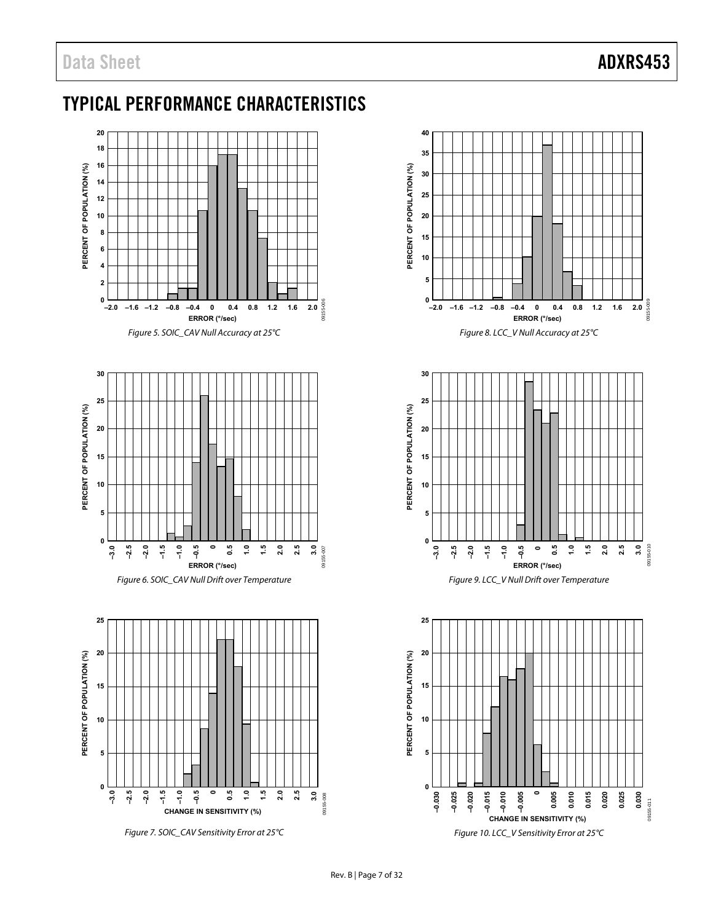## TYPICAL PERFORMANCE CHARACTERISTICS

*Figure 5. SOIC_CAV Null Accuracy at 25°C*

*Figure 6. SOIC_CAV Null Drift over Temperature*

*Figure 7. SOIC_CAV Sensitivity Error at 25°C*

*Figure 8. LCC_V Null Accuracy at 25°C*

*Figure 9. LCC_V Null Drift over Temperature*

*Figure 10. LCC_V Sensitivity Error at 25°C*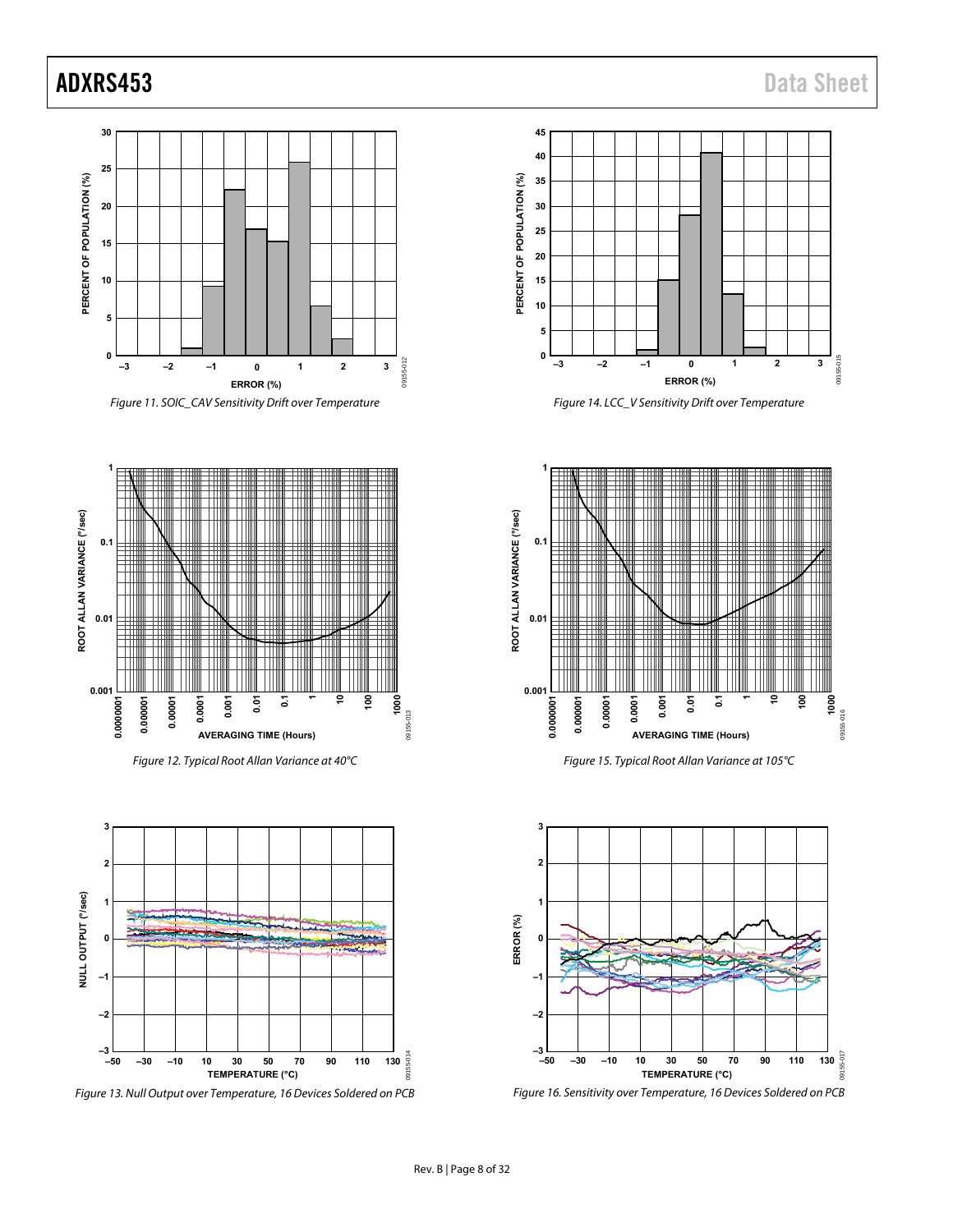Figure 11. SOIC_CAV Sensitivity Drift over Temperature

Figure 14. LCC_V Sensitivity Drift over Temperature

Figure 12. Typical Root Allan Variance at 40°C

Figure 15. Typical Root Allan Variance at 105°C

Figure 13. Null Output over Temperature, 16 Devices Soldered on PCB

Figure 16. Sensitivity over Temperature, 16 Devices Soldered on PCB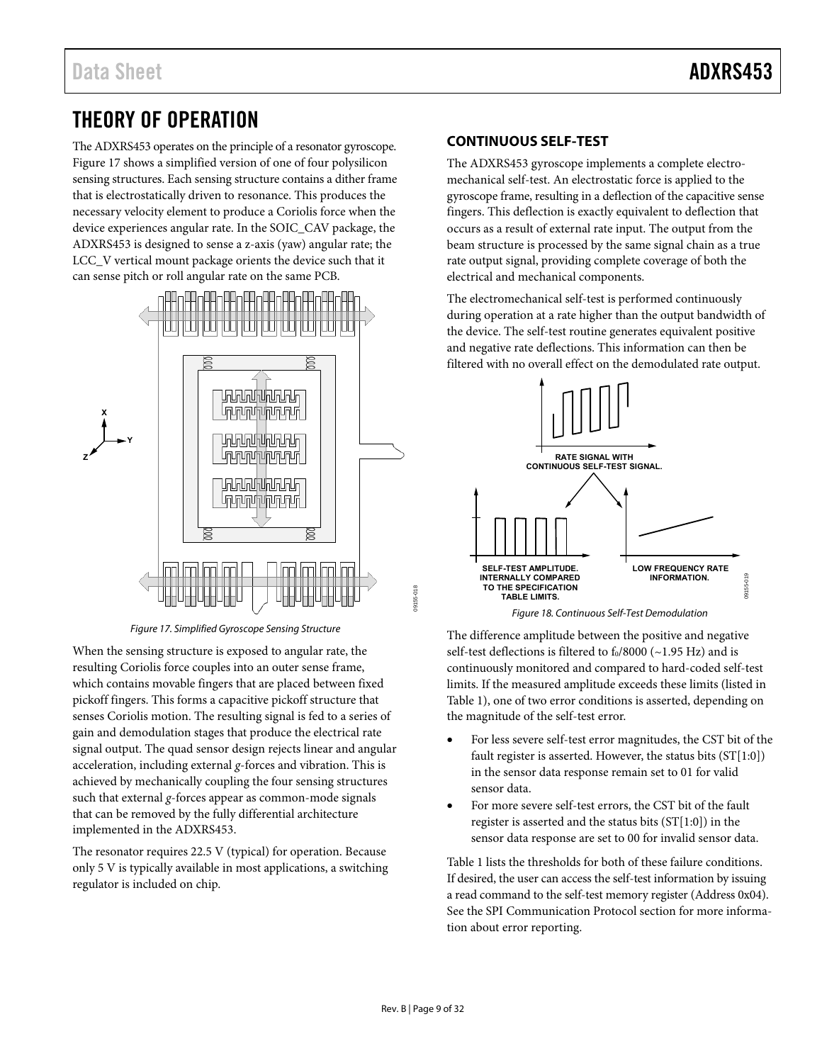# THEORY OF OPERATION

The ADXRS453 operates on the principle of a resonator gyroscope. Figure 17 shows a simplified version of one of four polysilicon sensing structures. Each sensing structure contains a dither frame that is electrostatically driven to resonance. This produces the necessary velocity element to produce a Coriolis force when the device experiences angular rate. In the SOIC_CAV package, the ADXRS453 is designed to sense a z-axis (yaw) angular rate; the LCC_V vertical mount package orients the device such that it can sense pitch or roll angular rate on the same PCB.

*Figure 17. Simplified Gyroscope Sensing Structure*

When the sensing structure is exposed to angular rate, the resulting Coriolis force couples into an outer sense frame, which contains movable fingers that are placed between fixed pickoff fingers. This forms a capacitive pickoff structure that senses Coriolis motion. The resulting signal is fed to a series of gain and demodulation stages that produce the electrical rate signal output. The quad sensor design rejects linear and angular acceleration, including external *g*-forces and vibration. This is achieved by mechanically coupling the four sensing structures such that external *g*-forces appear as common-mode signals that can be removed by the fully differential architecture implemented in the ADXRS453.

The resonator requires 22.5 V (typical) for operation. Because only 5 V is typically available in most applications, a switching regulator is included on chip.

## CONTINUOUS SELF-TEST

The ADXRS453 gyroscope implements a complete electromechanical self-test. An electrostatic force is applied to the gyroscope frame, resulting in a deflection of the capacitive sense fingers. This deflection is exactly equivalent to deflection that occurs as a result of external rate input. The output from the beam structure is processed by the same signal chain as a true rate output signal, providing complete coverage of both the electrical and mechanical components.

The electromechanical self-test is performed continuously during operation at a rate higher than the output bandwidth of the device. The self-test routine generates equivalent positive and negative rate deflections. This information can then be filtered with no overall effect on the demodulated rate output.

*Figure 18. Continuous Self-Test Demodulation*

The difference amplitude between the positive and negative self-test deflections is filtered to $f_0/8000$ (~1.95 Hz) and is continuously monitored and compared to hard-coded self-test limits. If the measured amplitude exceeds these limits (listed in Table 1), one of two error conditions is asserted, depending on the magnitude of the self-test error.

- For less severe self-test error magnitudes, the CST bit of the fault register is asserted. However, the status bits (ST[1:0]) in the sensor data response remain set to 01 for valid sensor data.
- For more severe self-test errors, the CST bit of the fault register is asserted and the status bits (ST[1:0]) in the sensor data response are set to 00 for invalid sensor data.

Table 1 lists the thresholds for both of these failure conditions. If desired, the user can access the self-test information by issuing a read command to the self-test memory register (Address 0x04). See the SPI Communication Protocol section for more information about error reporting.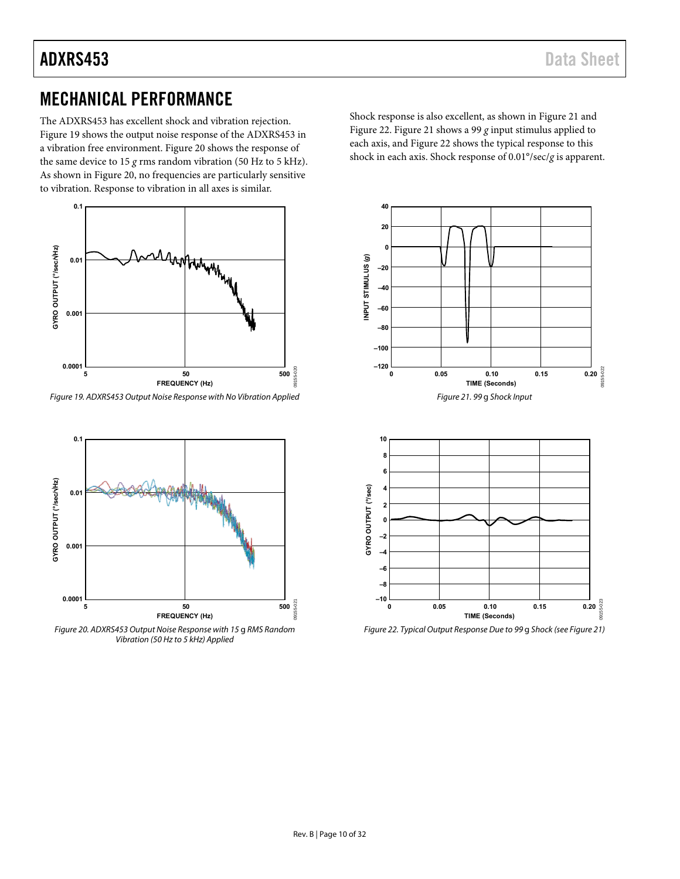## MECHANICAL PERFORMANCE

The ADXRS453 has excellent shock and vibration rejection. Figure 19 shows the output noise response of the ADXRS453 in a vibration free environment. Figure 20 shows the response of the same device to 15 *g* rms random vibration (50 Hz to 5 kHz). As shown in Figure 20, no frequencies are particularly sensitive to vibration. Response to vibration in all axes is similar.

Shock response is also excellent, as shown in Figure 21 and Figure 22. Figure 21 shows a 99 *g* input stimulus applied to each axis, and Figure 22 shows the typical response to this shock in each axis. Shock response of 0.01°/sec/*g* is apparent.

*Figure 19. ADXRS453 Output Noise Response with No Vibration Applied*

*Figure 20. ADXRS453 Output Noise Response with 15 g RMS Random Vibration (50 Hz to 5 kHz) Applied*

*Figure 21. 99 g Shock Input*

*Figure 22. Typical Output Response Due to 99 g Shock (see Figure 21)*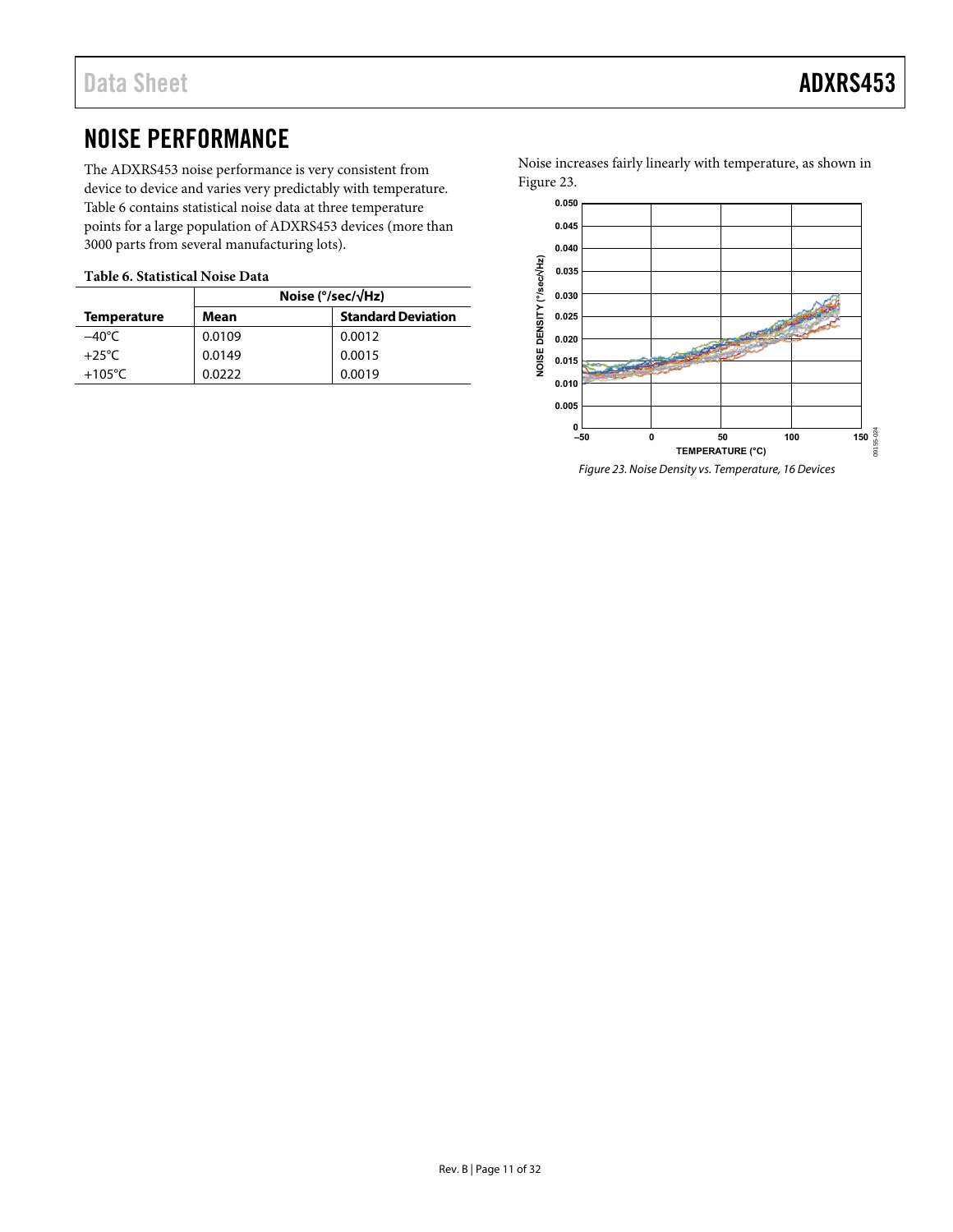## NOISE PERFORMANCE

The ADXRS453 noise performance is very consistent from device to device and varies very predictably with temperature. Table 6 contains statistical noise data at three temperature points for a large population of ADXRS453 devices (more than 3000 parts from several manufacturing lots).

**Table 6. Statistical Noise Data**

| | Noise (°/sec/√Hz) | |
|---|---|---|
| **Temperature** | **Mean** | **Standard Deviation** |
| −40°C | 0.0109 | 0.0012 |
| +25°C | 0.0149 | 0.0015 |
| +105°C | 0.0222 | 0.0019 |

Noise increases fairly linearly with temperature, as shown in Figure 23.

*Figure 23. Noise Density vs. Temperature, 16 Devices*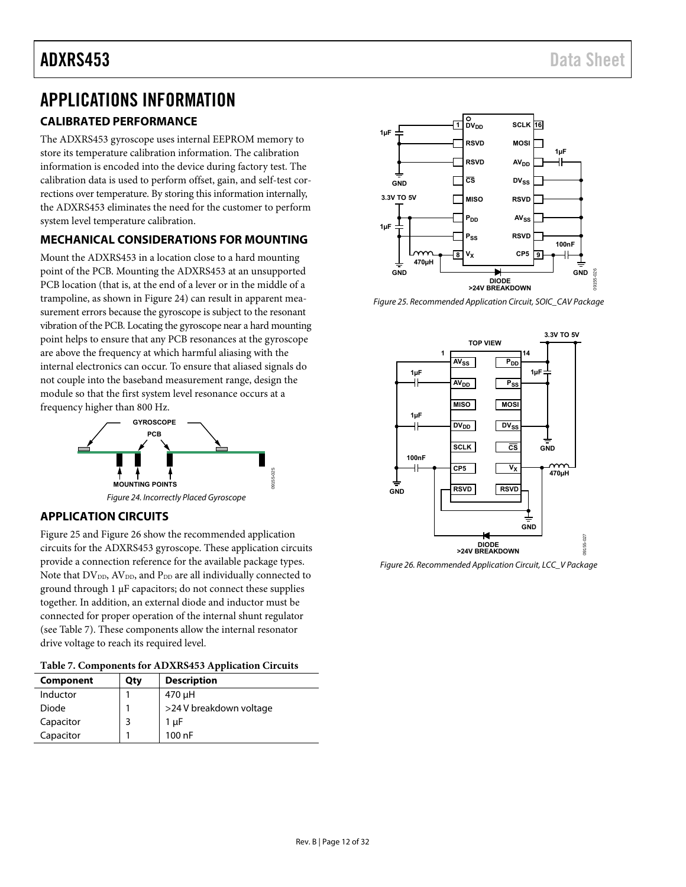# APPLICATIONS INFORMATION

## CALIBRATED PERFORMANCE

The ADXRS453 gyroscope uses internal EEPROM memory to store its temperature calibration information. The calibration information is encoded into the device during factory test. The calibration data is used to perform offset, gain, and self-test corrections over temperature. By storing this information internally, the ADXRS453 eliminates the need for the customer to perform system level temperature calibration.

## MECHANICAL CONSIDERATIONS FOR MOUNTING

Mount the ADXRS453 in a location close to a hard mounting point of the PCB. Mounting the ADXRS453 at an unsupported PCB location (that is, at the end of a lever or in the middle of a trampoline, as shown in Figure 24) can result in apparent measurement errors because the gyroscope is subject to the resonant vibration of the PCB. Locating the gyroscope near a hard mounting point helps to ensure that any PCB resonances at the gyroscope are above the frequency at which harmful aliasing with the internal electronics can occur. To ensure that aliased signals do not couple into the baseband measurement range, design the module so that the first system level resonance occurs at a frequency higher than 800 Hz.

*Figure 24. Incorrectly Placed Gyroscope*

## APPLICATION CIRCUITS

Figure 25 and Figure 26 show the recommended application circuits for the ADXRS453 gyroscope. These application circuits provide a connection reference for the available package types. Note that $DV_{DD}$, $AV_{DD}$, and $P_{DD}$ are all individually connected to ground through 1 µF capacitors; do not connect these supplies together. In addition, an external diode and inductor must be connected for proper operation of the internal shunt regulator (see Table 7). These components allow the internal resonator drive voltage to reach its required level.

**Table 7. Components for ADXRS453 Application Circuits**

| Component | Qty | Description |
|---|---|---|
| Inductor | 1 | 470 µH |
| Diode | 1 | >24 V breakdown voltage |
| Capacitor | 3 | 1 µF |
| Capacitor | 1 | 100 nF |

*Figure 25. Recommended Application Circuit, SOIC_CAV Package*

*Figure 26. Recommended Application Circuit, LCC_V Package*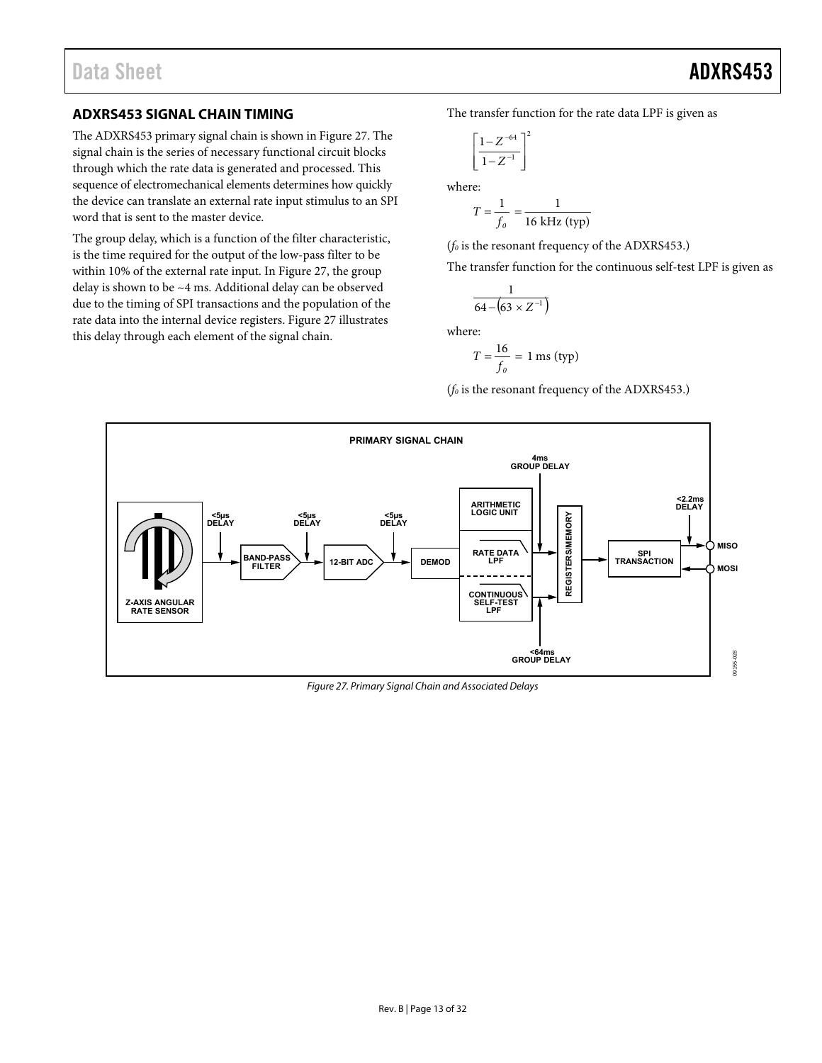## ADXRS453 SIGNAL CHAIN TIMING

The ADXRS453 primary signal chain is shown in Figure 27. The signal chain is the series of necessary functional circuit blocks through which the rate data is generated and processed. This sequence of electromechanical elements determines how quickly the device can translate an external rate input stimulus to an SPI word that is sent to the master device.

The group delay, which is a function of the filter characteristic, is the time required for the output of the low-pass filter to be within 10% of the external rate input. In Figure 27, the group delay is shown to be ~4 ms. Additional delay can be observed due to the timing of SPI transactions and the population of the rate data into the internal device registers. Figure 27 illustrates this delay through each element of the signal chain.

The transfer function for the rate data LPF is given as

$$\left[\frac{1-Z^{-64}}{1-Z^{-1}}\right]^2$$

where:

$$T = \frac{1}{f_0} = \frac{1}{16\text{ kHz (typ)}}$$

($f_0$ is the resonant frequency of the ADXRS453.)

The transfer function for the continuous self-test LPF is given as

$$\frac{1}{64-\left(63\times Z^{-1}\right)}$$

where:

$$T = \frac{16}{f_0} = 1\text{ ms (typ)}$$

($f_0$ is the resonant frequency of the ADXRS453.)

Figure 27. Primary Signal Chain and Associated Delays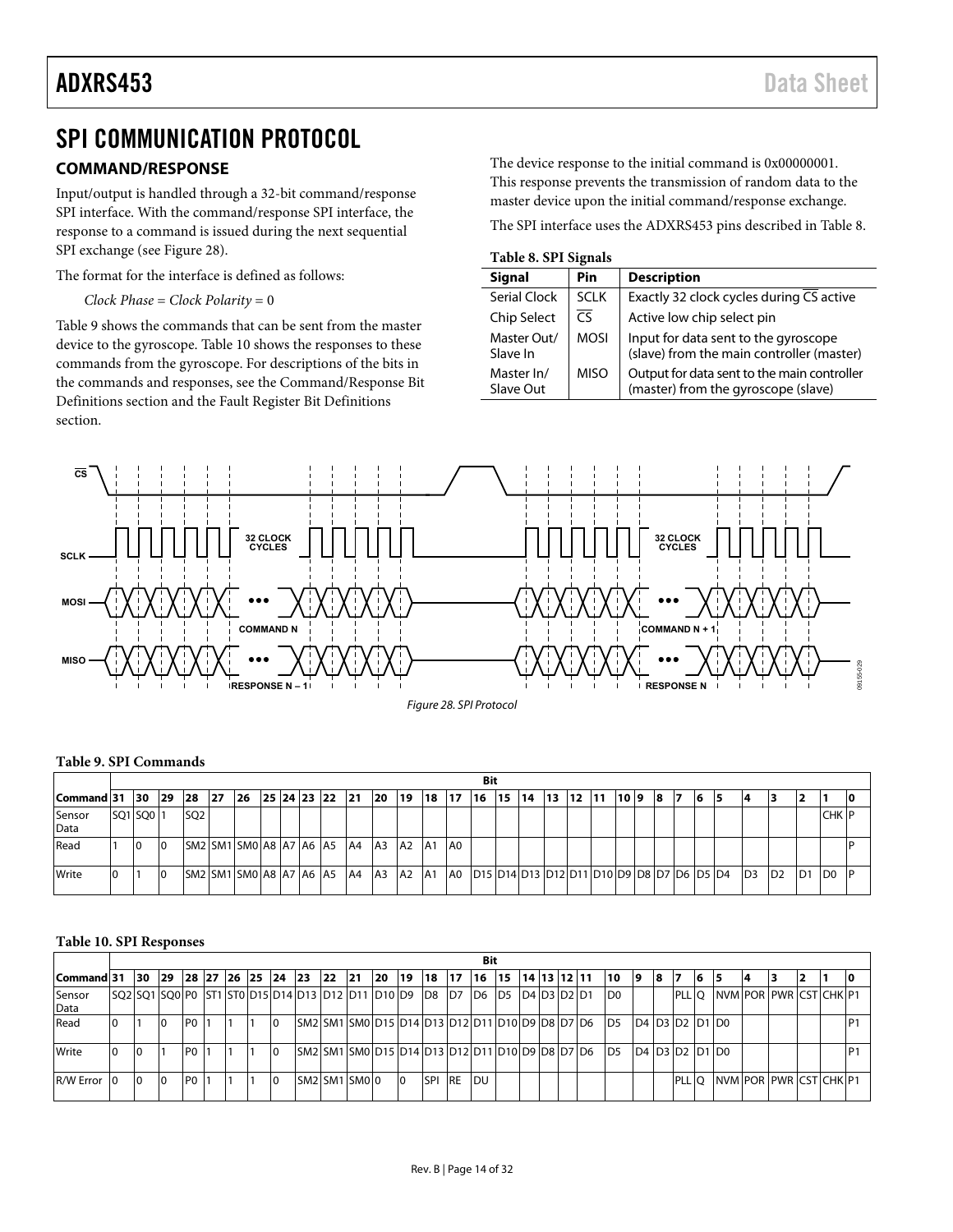# SPI COMMUNICATION PROTOCOL

## COMMAND/RESPONSE

Input/output is handled through a 32-bit command/response SPI interface. With the command/response SPI interface, the response to a command is issued during the next sequential SPI exchange (see Figure 28).

The format for the interface is defined as follows:

*Clock Phase = Clock Polarity = 0*

Table 9 shows the commands that can be sent from the master device to the gyroscope. Table 10 shows the responses to these commands from the gyroscope. For descriptions of the bits in the commands and responses, see the Command/Response Bit Definitions section and the Fault Register Bit Definitions section.

The device response to the initial command is 0x00000001. This response prevents the transmission of random data to the master device upon the initial command/response exchange.

The SPI interface uses the ADXRS453 pins described in Table 8.

**Table 8. SPI Signals**

| Signal | Pin | Description |
|---|---|---|
| Serial Clock | SCLK | Exactly 32 clock cycles during $\overline{CS}$ active |
| Chip Select | $\overline{CS}$ | Active low chip select pin |
| Master Out/ Slave In | MOSI | Input for data sent to the gyroscope (slave) from the main controller (master) |
| Master In/ Slave Out | MISO | Output for data sent to the main controller (master) from the gyroscope (slave) |

*Figure 28. SPI Protocol*

**Table 9. SPI Commands**

| | Bit | | | | | | | | | | | | | | | | | | | | | | | | | | | | | | | |
|---|---|---|---|---|---|---|---|---|---|---|---|---|---|---|---|---|---|---|---|---|---|---|---|---|---|---|---|---|---|---|---|---|
| Command | 31 | 30 | 29 | 28 | 27 | 26 | 25 | 24 | 23 | 22 | 21 | 20 | 19 | 18 | 17 | 16 | 15 | 14 | 13 | 12 | 11 | 10 | 9 | 8 | 7 | 6 | 5 | 4 | 3 | 2 | 1 | 0 |
| Sensor Data | SQ1 | SQ0 | 1 | SQ2 | | | | | | | | | | | | | | | | | | | | | | | | | | | CHK | P |
| Read | 1 | 0 | 0 | SM2 | SM1 | SM0 | A8 | A7 | A6 | A5 | A4 | A3 | A2 | A1 | A0 | | | | | | | | | | | | | | | | | P |
| Write | 0 | 1 | 0 | SM2 | SM1 | SM0 | A8 | A7 | A6 | A5 | A4 | A3 | A2 | A1 | A0 | D15 | D14 | D13 | D12 | D11 | D10 | D9 | D8 | D7 | D6 | D5 | D4 | D3 | D2 | D1 | D0 | P |

**Table 10. SPI Responses**

| | Bit | | | | | | | | | | | | | | | | | | | | | | | | | | | | | | | |
|---|---|---|---|---|---|---|---|---|---|---|---|---|---|---|---|---|---|---|---|---|---|---|---|---|---|---|---|---|---|---|---|---|
| Command | 31 | 30 | 29 | 28 | 27 | 26 | 25 | 24 | 23 | 22 | 21 | 20 | 19 | 18 | 17 | 16 | 15 | 14 | 13 | 12 | 11 | 10 | 9 | 8 | 7 | 6 | 5 | 4 | 3 | 2 | 1 | 0 |
| Sensor Data | SQ2 | SQ1 | SQ0 | P0 | ST1 | ST0 | D15 | D14 | D13 | D12 | D11 | D10 | D9 | D8 | D7 | D6 | D5 | D4 | D3 | D2 | D1 | D0 | | | PLL | Q | NVM | POR | PWR | CST | CHK | P1 |
| Read | 0 | 1 | 0 | P0 | 1 | 1 | 1 | 0 | SM2 | SM1 | SM0 | D15 | D14 | D13 | D12 | D11 | D10 | D9 | D8 | D7 | D6 | D5 | D4 | D3 | D2 | D1 | D0 | | | | | P1 |
| Write | 0 | 0 | 1 | P0 | 1 | 1 | 1 | 0 | SM2 | SM1 | SM0 | D15 | D14 | D13 | D12 | D11 | D10 | D9 | D8 | D7 | D6 | D5 | D4 | D3 | D2 | D1 | D0 | | | | | P1 |
| R/W Error | 0 | 0 | 0 | P0 | 1 | 1 | 1 | 0 | SM2 | SM1 | SM0 | 0 | 0 | SPI | RE | DU | | | | | | | | | PLL | Q | NVM | POR | PWR | CST | CHK | P1 |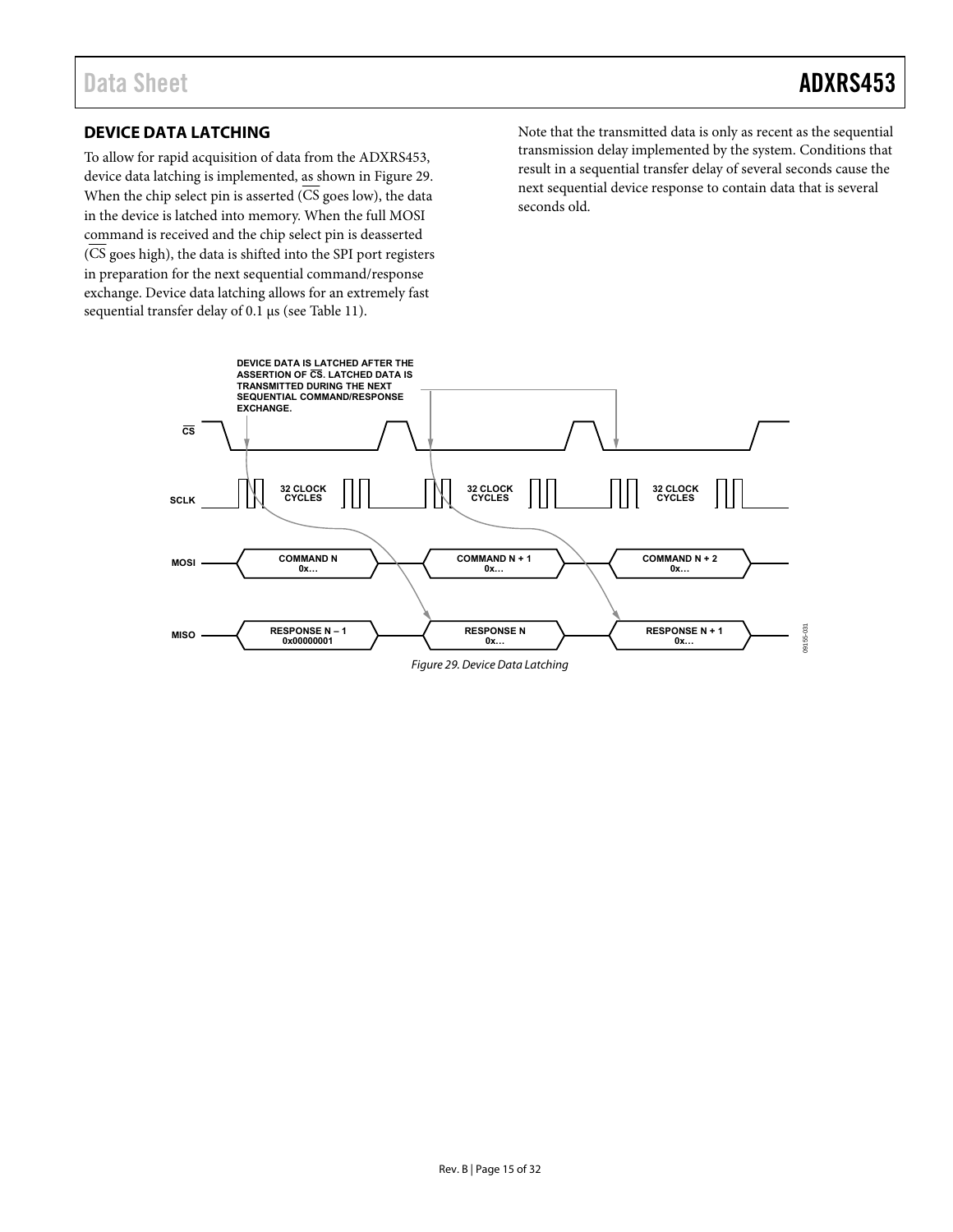## DEVICE DATA LATCHING

To allow for rapid acquisition of data from the ADXRS453, device data latching is implemented, as shown in Figure 29. When the chip select pin is asserted ($\overline{CS}$ goes low), the data in the device is latched into memory. When the full MOSI command is received and the chip select pin is deasserted ($\overline{CS}$ goes high), the data is shifted into the SPI port registers in preparation for the next sequential command/response exchange. Device data latching allows for an extremely fast sequential transfer delay of 0.1 µs (see Table 11).

Note that the transmitted data is only as recent as the sequential transmission delay implemented by the system. Conditions that result in a sequential transfer delay of several seconds cause the next sequential device response to contain data that is several seconds old.

*Figure 29. Device Data Latching*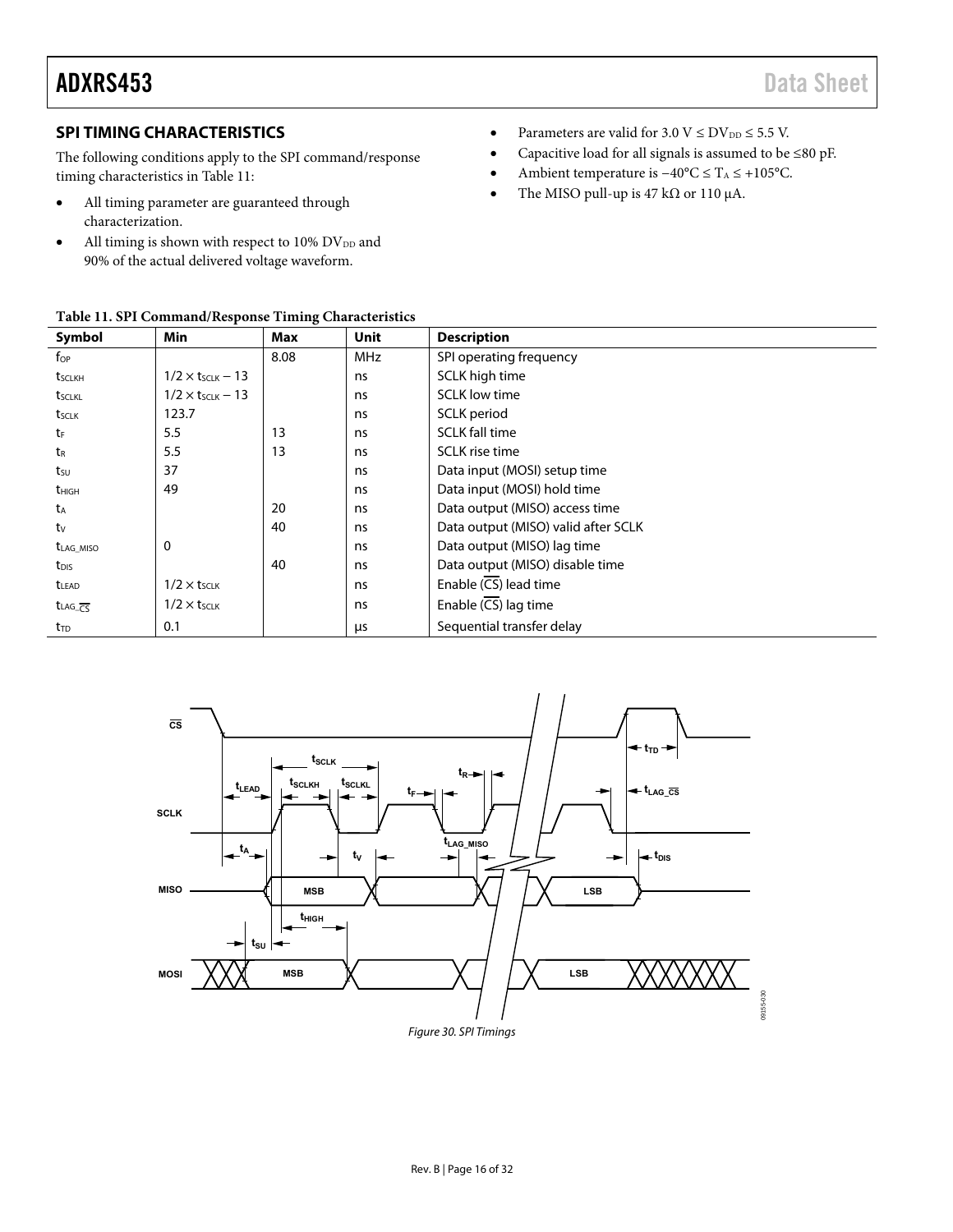## SPI TIMING CHARACTERISTICS

The following conditions apply to the SPI command/response timing characteristics in Table 11:

- All timing parameter are guaranteed through characterization.
- All timing is shown with respect to 10% $DV_{DD}$ and 90% of the actual delivered voltage waveform.
- Parameters are valid for 3.0 V ≤ $DV_{DD}$ ≤ 5.5 V.
- Capacitive load for all signals is assumed to be ≤80 pF.
- Ambient temperature is −40°C ≤ $T_A$ ≤ +105°C.
- The MISO pull-up is 47 kΩ or 110 μA.

**Table 11. SPI Command/Response Timing Characteristics**

| Symbol | Min | Max | Unit | Description |
|---|---|---|---|---|
| $f_{OP}$ | | 8.08 | MHz | SPI operating frequency |
| $t_{SCLKH}$ | $1/2 \times t_{SCLK} - 13$ | | ns | SCLK high time |
| $t_{SCLKL}$ | $1/2 \times t_{SCLK} - 13$ | | ns | SCLK low time |
| $t_{SCLK}$ | 123.7 | | ns | SCLK period |
| $t_F$ | 5.5 | 13 | ns | SCLK fall time |
| $t_R$ | 5.5 | 13 | ns | SCLK rise time |
| $t_{SU}$ | 37 | | ns | Data input (MOSI) setup time |
| $t_{HIGH}$ | 49 | | ns | Data input (MOSI) hold time |
| $t_A$ | | 20 | ns | Data output (MISO) access time |
| $t_V$ | | 40 | ns | Data output (MISO) valid after SCLK |
| $t_{LAG\_MISO}$ | 0 | | ns | Data output (MISO) lag time |
| $t_{DIS}$ | | 40 | ns | Data output (MISO) disable time |
| $t_{LEAD}$ | $1/2 \times t_{SCLK}$ | | ns | Enable ($\overline{CS}$) lead time |
| $t_{LAG\_\overline{CS}}$ | $1/2 \times t_{SCLK}$ | | ns | Enable ($\overline{CS}$) lag time |
| $t_{TD}$ | 0.1 | | μs | Sequential transfer delay |

*Figure 30. SPI Timings*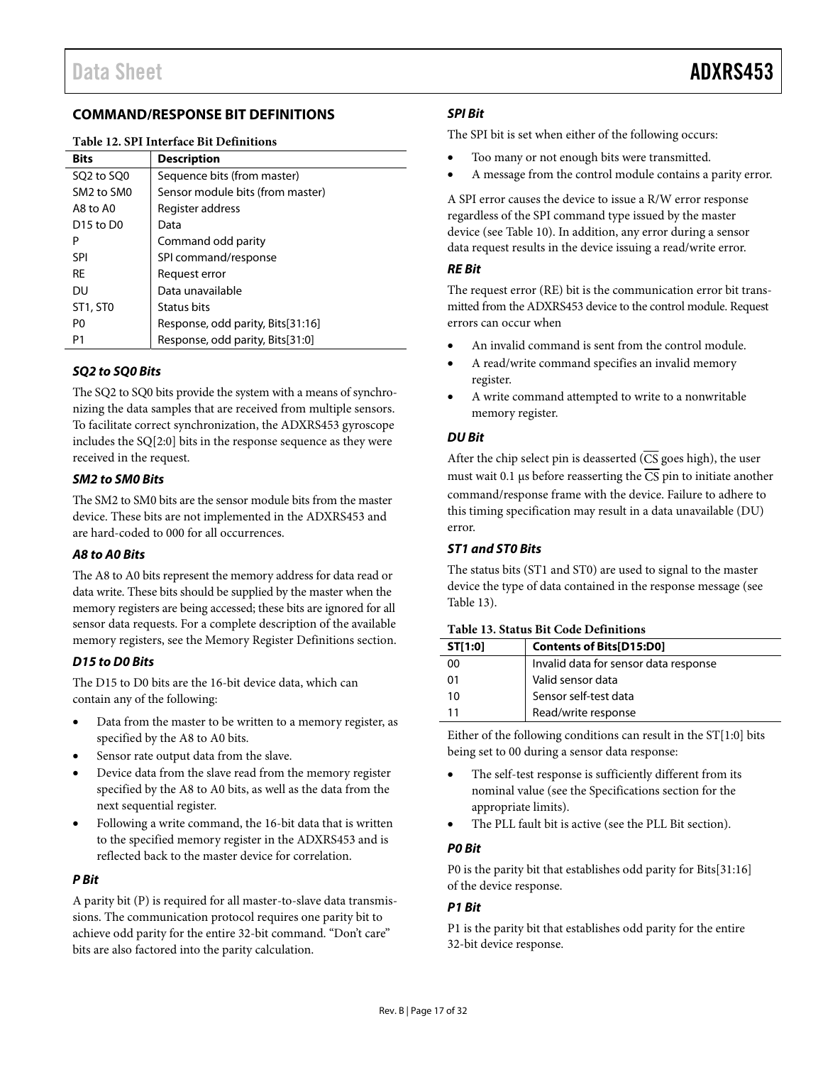## COMMAND/RESPONSE BIT DEFINITIONS

**Table 12. SPI Interface Bit Definitions**

| Bits | Description |
|---|---|
| SQ2 to SQ0 | Sequence bits (from master) |
| SM2 to SM0 | Sensor module bits (from master) |
| A8 to A0 | Register address |
| D15 to D0 | Data |
| P | Command odd parity |
| SPI | SPI command/response |
| RE | Request error |
| DU | Data unavailable |
| ST1, ST0 | Status bits |
| P0 | Response, odd parity, Bits[31:16] |
| P1 | Response, odd parity, Bits[31:0] |

### *SQ2 to SQ0 Bits*

The SQ2 to SQ0 bits provide the system with a means of synchronizing the data samples that are received from multiple sensors. To facilitate correct synchronization, the ADXRS453 gyroscope includes the SQ[2:0] bits in the response sequence as they were received in the request.

### *SM2 to SM0 Bits*

The SM2 to SM0 bits are the sensor module bits from the master device. These bits are not implemented in the ADXRS453 and are hard-coded to 000 for all occurrences.

### *A8 to A0 Bits*

The A8 to A0 bits represent the memory address for data read or data write. These bits should be supplied by the master when the memory registers are being accessed; these bits are ignored for all sensor data requests. For a complete description of the available memory registers, see the Memory Register Definitions section.

### *D15 to D0 Bits*

The D15 to D0 bits are the 16-bit device data, which can contain any of the following:

- Data from the master to be written to a memory register, as specified by the A8 to A0 bits.
- Sensor rate output data from the slave.
- Device data from the slave read from the memory register specified by the A8 to A0 bits, as well as the data from the next sequential register.
- Following a write command, the 16-bit data that is written to the specified memory register in the ADXRS453 and is reflected back to the master device for correlation.

### *P Bit*

A parity bit (P) is required for all master-to-slave data transmissions. The communication protocol requires one parity bit to achieve odd parity for the entire 32-bit command. "Don't care" bits are also factored into the parity calculation.

### *SPI Bit*

The SPI bit is set when either of the following occurs:

- Too many or not enough bits were transmitted.
- A message from the control module contains a parity error.

A SPI error causes the device to issue a R/W error response regardless of the SPI command type issued by the master device (see Table 10). In addition, any error during a sensor data request results in the device issuing a read/write error.

### *RE Bit*

The request error (RE) bit is the communication error bit transmitted from the ADXRS453 device to the control module. Request errors can occur when

- An invalid command is sent from the control module.
- A read/write command specifies an invalid memory register.
- A write command attempted to write to a nonwritable memory register.

### *DU Bit*

After the chip select pin is deasserted ($\overline{CS}$ goes high), the user must wait 0.1 μs before reasserting the $\overline{CS}$ pin to initiate another command/response frame with the device. Failure to adhere to this timing specification may result in a data unavailable (DU) error.

### *ST1 and ST0 Bits*

The status bits (ST1 and ST0) are used to signal to the master device the type of data contained in the response message (see Table 13).

**Table 13. Status Bit Code Definitions**

| ST[1:0] | Contents of Bits[D15:D0] |
|---|---|
| 00 | Invalid data for sensor data response |
| 01 | Valid sensor data |
| 10 | Sensor self-test data |
| 11 | Read/write response |

Either of the following conditions can result in the ST[1:0] bits being set to 00 during a sensor data response:

- The self-test response is sufficiently different from its nominal value (see the Specifications section for the appropriate limits).
- The PLL fault bit is active (see the PLL Bit section).

### *P0 Bit*

P0 is the parity bit that establishes odd parity for Bits[31:16] of the device response.

### *P1 Bit*

P1 is the parity bit that establishes odd parity for the entire 32-bit device response.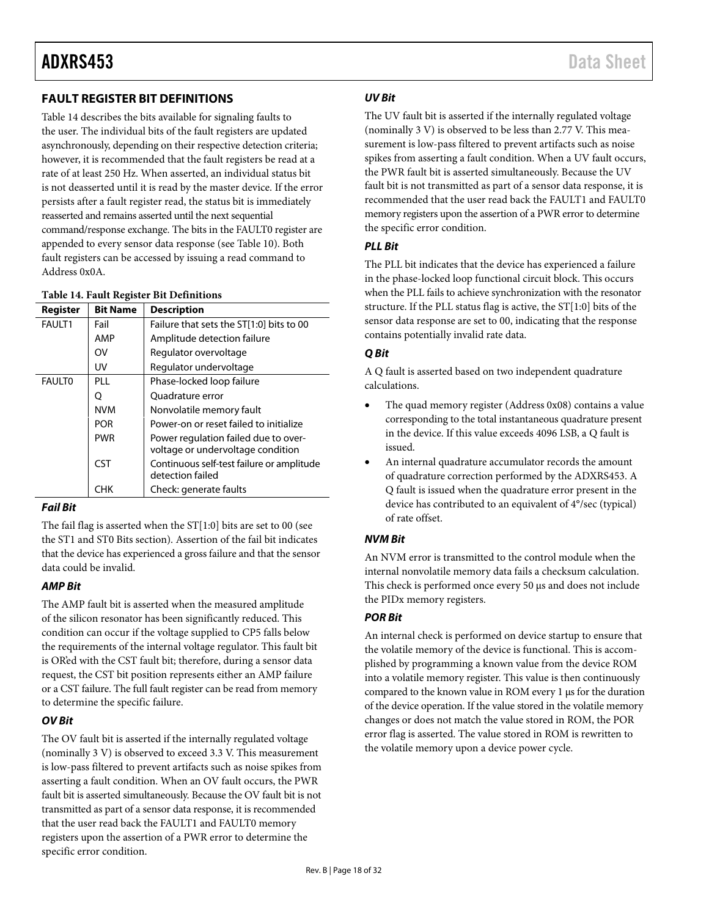## FAULT REGISTER BIT DEFINITIONS

Table 14 describes the bits available for signaling faults to the user. The individual bits of the fault registers are updated asynchronously, depending on their respective detection criteria; however, it is recommended that the fault registers be read at a rate of at least 250 Hz. When asserted, an individual status bit is not deasserted until it is read by the master device. If the error persists after a fault register read, the status bit is immediately reasserted and remains asserted until the next sequential command/response exchange. The bits in the FAULT0 register are appended to every sensor data response (see Table 10). Both fault registers can be accessed by issuing a read command to Address 0x0A.

**Table 14. Fault Register Bit Definitions**

| Register | Bit Name | Description |
|---|---|---|
| FAULT1 | Fail | Failure that sets the ST[1:0] bits to 00 |
| | AMP | Amplitude detection failure |
| | OV | Regulator overvoltage |
| | UV | Regulator undervoltage |
| FAULT0 | PLL | Phase-locked loop failure |
| | Q | Quadrature error |
| | NVM | Nonvolatile memory fault |
| | POR | Power-on or reset failed to initialize |
| | PWR | Power regulation failed due to overvoltage or undervoltage condition |
| | CST | Continuous self-test failure or amplitude detection failed |
| | CHK | Check: generate faults |

### *Fail Bit*

The fail flag is asserted when the ST[1:0] bits are set to 00 (see the ST1 and ST0 Bits section). Assertion of the fail bit indicates that the device has experienced a gross failure and that the sensor data could be invalid.

### *AMP Bit*

The AMP fault bit is asserted when the measured amplitude of the silicon resonator has been significantly reduced. This condition can occur if the voltage supplied to CP5 falls below the requirements of the internal voltage regulator. This fault bit is OR'ed with the CST fault bit; therefore, during a sensor data request, the CST bit position represents either an AMP failure or a CST failure. The full fault register can be read from memory to determine the specific failure.

### *OV Bit*

The OV fault bit is asserted if the internally regulated voltage (nominally 3 V) is observed to exceed 3.3 V. This measurement is low-pass filtered to prevent artifacts such as noise spikes from asserting a fault condition. When an OV fault occurs, the PWR fault bit is asserted simultaneously. Because the OV fault bit is not transmitted as part of a sensor data response, it is recommended that the user read back the FAULT1 and FAULT0 memory registers upon the assertion of a PWR error to determine the specific error condition.

### *UV Bit*

The UV fault bit is asserted if the internally regulated voltage (nominally 3 V) is observed to be less than 2.77 V. This measurement is low-pass filtered to prevent artifacts such as noise spikes from asserting a fault condition. When a UV fault occurs, the PWR fault bit is asserted simultaneously. Because the UV fault bit is not transmitted as part of a sensor data response, it is recommended that the user read back the FAULT1 and FAULT0 memory registers upon the assertion of a PWR error to determine the specific error condition.

### *PLL Bit*

The PLL bit indicates that the device has experienced a failure in the phase-locked loop functional circuit block. This occurs when the PLL fails to achieve synchronization with the resonator structure. If the PLL status flag is active, the ST[1:0] bits of the sensor data response are set to 00, indicating that the response contains potentially invalid rate data.

### *Q Bit*

A Q fault is asserted based on two independent quadrature calculations.

- The quad memory register (Address 0x08) contains a value corresponding to the total instantaneous quadrature present in the device. If this value exceeds 4096 LSB, a Q fault is issued.
- An internal quadrature accumulator records the amount of quadrature correction performed by the ADXRS453. A Q fault is issued when the quadrature error present in the device has contributed to an equivalent of 4°/sec (typical) of rate offset.

### *NVM Bit*

An NVM error is transmitted to the control module when the internal nonvolatile memory data fails a checksum calculation. This check is performed once every 50 μs and does not include the PIDx memory registers.

### *POR Bit*

An internal check is performed on device startup to ensure that the volatile memory of the device is functional. This is accomplished by programming a known value from the device ROM into a volatile memory register. This value is then continuously compared to the known value in ROM every 1 μs for the duration of the device operation. If the value stored in the volatile memory changes or does not match the value stored in ROM, the POR error flag is asserted. The value stored in ROM is rewritten to the volatile memory upon a device power cycle.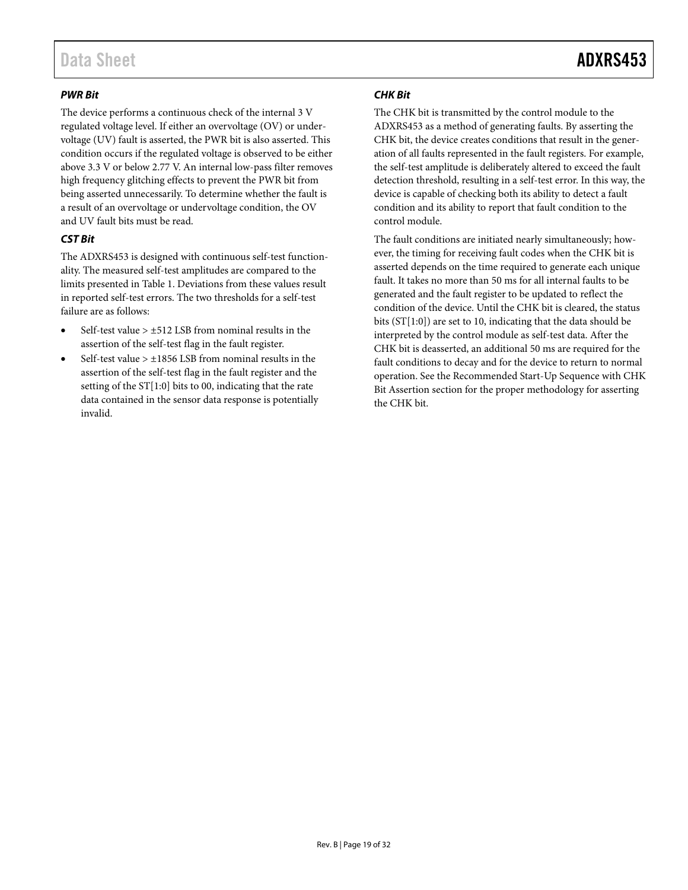### *PWR Bit*

The device performs a continuous check of the internal 3 V regulated voltage level. If either an overvoltage (OV) or undervoltage (UV) fault is asserted, the PWR bit is also asserted. This condition occurs if the regulated voltage is observed to be either above 3.3 V or below 2.77 V. An internal low-pass filter removes high frequency glitching effects to prevent the PWR bit from being asserted unnecessarily. To determine whether the fault is a result of an overvoltage or undervoltage condition, the OV and UV fault bits must be read.

### *CST Bit*

The ADXRS453 is designed with continuous self-test functionality. The measured self-test amplitudes are compared to the limits presented in Table 1. Deviations from these values result in reported self-test errors. The two thresholds for a self-test failure are as follows:

- Self-test value > ±512 LSB from nominal results in the assertion of the self-test flag in the fault register.
- Self-test value > ±1856 LSB from nominal results in the assertion of the self-test flag in the fault register and the setting of the ST[1:0] bits to 00, indicating that the rate data contained in the sensor data response is potentially invalid.

### *CHK Bit*

The CHK bit is transmitted by the control module to the ADXRS453 as a method of generating faults. By asserting the CHK bit, the device creates conditions that result in the generation of all faults represented in the fault registers. For example, the self-test amplitude is deliberately altered to exceed the fault detection threshold, resulting in a self-test error. In this way, the device is capable of checking both its ability to detect a fault condition and its ability to report that fault condition to the control module.

The fault conditions are initiated nearly simultaneously; however, the timing for receiving fault codes when the CHK bit is asserted depends on the time required to generate each unique fault. It takes no more than 50 ms for all internal faults to be generated and the fault register to be updated to reflect the condition of the device. Until the CHK bit is cleared, the status bits (ST[1:0]) are set to 10, indicating that the data should be interpreted by the control module as self-test data. After the CHK bit is deasserted, an additional 50 ms are required for the fault conditions to decay and for the device to return to normal operation. See the Recommended Start-Up Sequence with CHK Bit Assertion section for the proper methodology for asserting the CHK bit.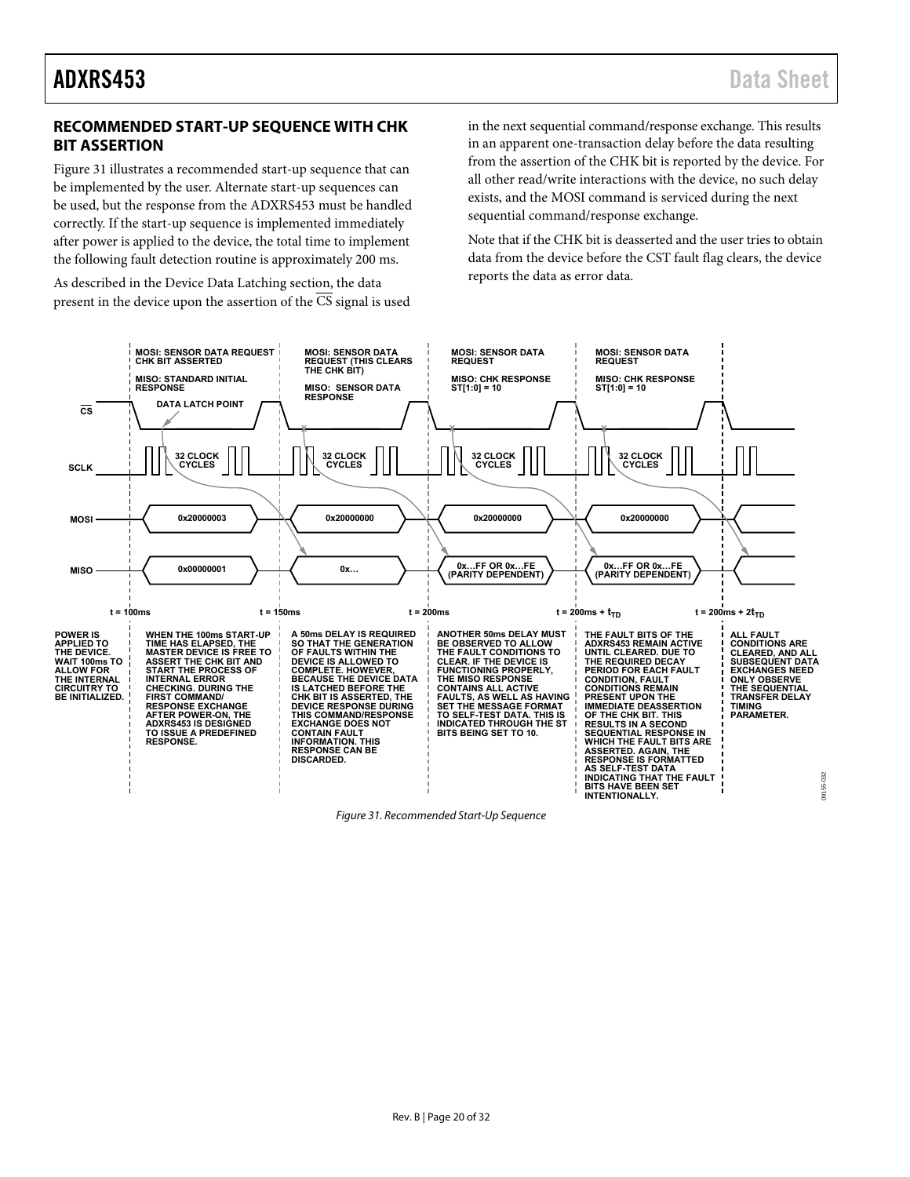## RECOMMENDED START-UP SEQUENCE WITH CHK BIT ASSERTION

Figure 31 illustrates a recommended start-up sequence that can be implemented by the user. Alternate start-up sequences can be used, but the response from the ADXRS453 must be handled correctly. If the start-up sequence is implemented immediately after power is applied to the device, the total time to implement the following fault detection routine is approximately 200 ms.

As described in the Device Data Latching section, the data present in the device upon the assertion of the $\overline{CS}$ signal is used in the next sequential command/response exchange. This results in an apparent one-transaction delay before the data resulting from the assertion of the CHK bit is reported by the device. For all other read/write interactions with the device, no such delay exists, and the MOSI command is serviced during the next sequential command/response exchange.

Note that if the CHK bit is deasserted and the user tries to obtain data from the device before the CST fault flag clears, the device reports the data as error data.

*Figure 31. Recommended Start-Up Sequence*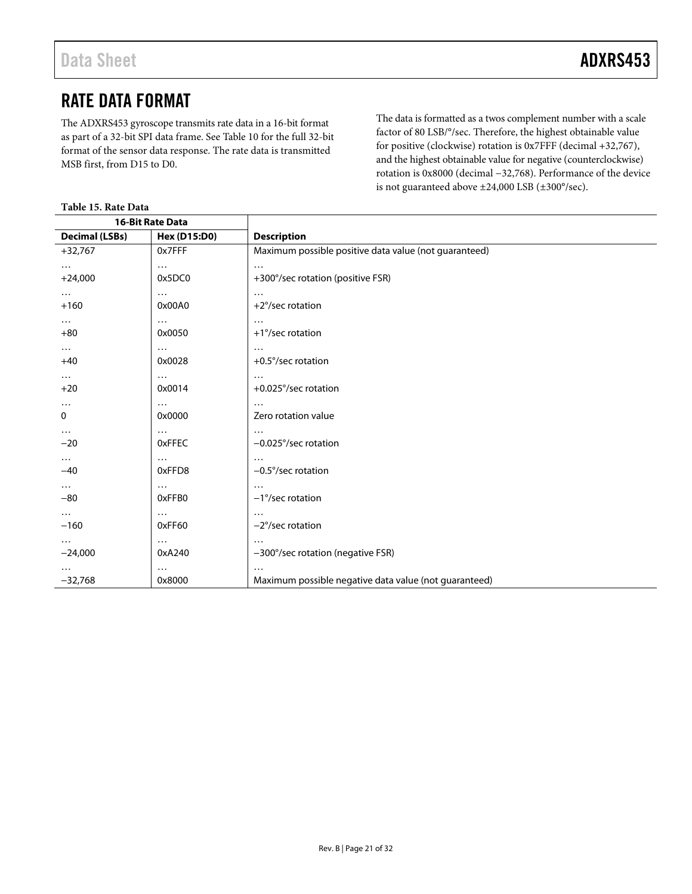# RATE DATA FORMAT

The ADXRS453 gyroscope transmits rate data in a 16-bit format as part of a 32-bit SPI data frame. See Table 10 for the full 32-bit format of the sensor data response. The rate data is transmitted MSB first, from D15 to D0.

The data is formatted as a twos complement number with a scale factor of 80 LSB/°/sec. Therefore, the highest obtainable value for positive (clockwise) rotation is 0x7FFF (decimal +32,767), and the highest obtainable value for negative (counterclockwise) rotation is 0x8000 (decimal −32,768). Performance of the device is not guaranteed above ±24,000 LSB (±300°/sec).

**Table 15. Rate Data**

| 16-Bit Rate Data | | |
|---|---|---|
| **Decimal (LSBs)** | **Hex (D15:D0)** | **Description** |
| +32,767 | 0x7FFF | Maximum possible positive data value (not guaranteed) |
| … | … | … |
| +24,000 | 0x5DC0 | +300°/sec rotation (positive FSR) |
| … | … | … |
| +160 | 0x00A0 | +2°/sec rotation |
| … | … | … |
| +80 | 0x0050 | +1°/sec rotation |
| … | … | … |
| +40 | 0x0028 | +0.5°/sec rotation |
| … | … | … |
| +20 | 0x0014 | +0.025°/sec rotation |
| … | … | … |
| 0 | 0x0000 | Zero rotation value |
| … | … | … |
| −20 | 0xFFEC | −0.025°/sec rotation |
| … | … | … |
| −40 | 0xFFD8 | −0.5°/sec rotation |
| … | … | … |
| −80 | 0xFFB0 | −1°/sec rotation |
| … | … | … |
| −160 | 0xFF60 | −2°/sec rotation |
| … | … | … |
| −24,000 | 0xA240 | −300°/sec rotation (negative FSR) |
| … | … | … |
| −32,768 | 0x8000 | Maximum possible negative data value (not guaranteed) |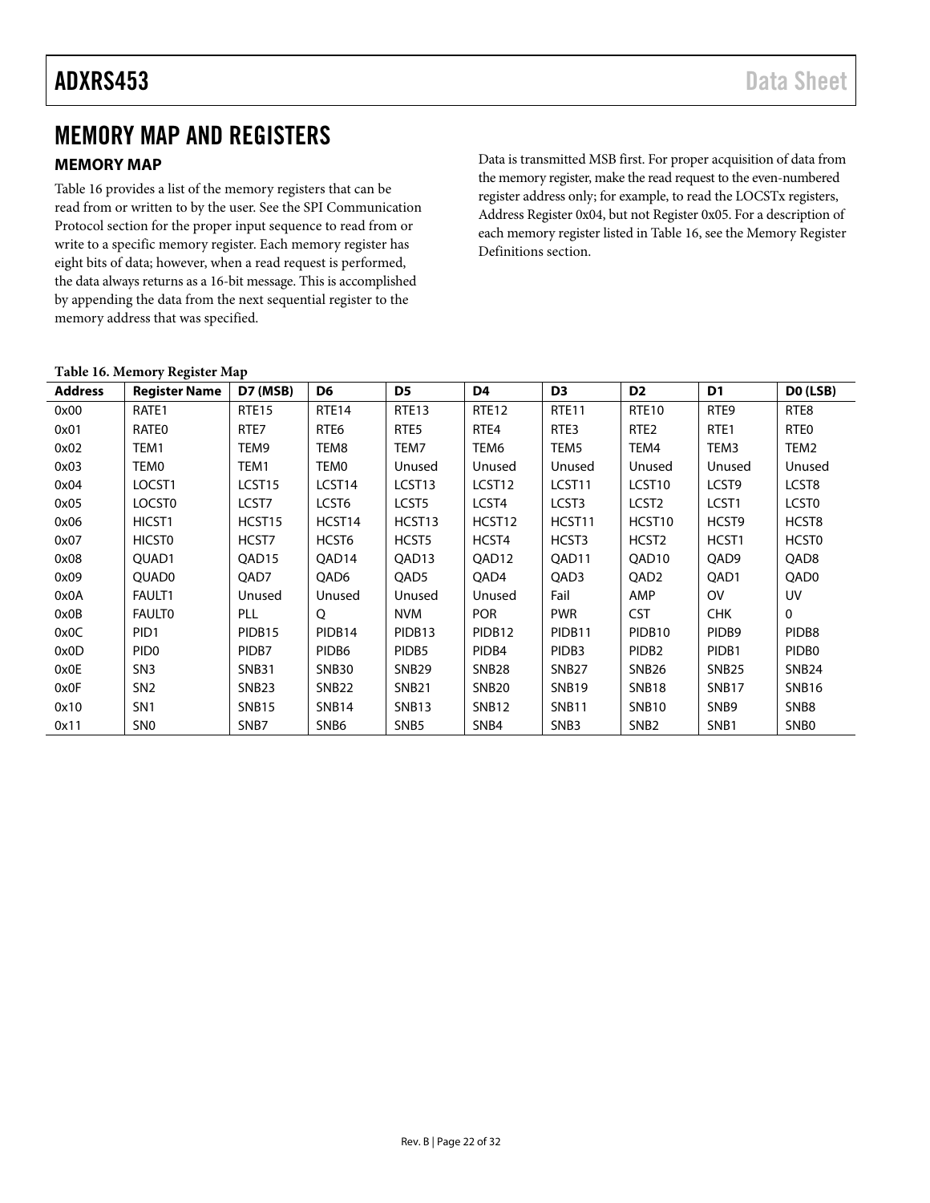# MEMORY MAP AND REGISTERS

## MEMORY MAP

Table 16 provides a list of the memory registers that can be read from or written to by the user. See the SPI Communication Protocol section for the proper input sequence to read from or write to a specific memory register. Each memory register has eight bits of data; however, when a read request is performed, the data always returns as a 16-bit message. This is accomplished by appending the data from the next sequential register to the memory address that was specified.

Data is transmitted MSB first. For proper acquisition of data from the memory register, make the read request to the even-numbered register address only; for example, to read the LOCSTx registers, Address Register 0x04, but not Register 0x05. For a description of each memory register listed in Table 16, see the Memory Register Definitions section.

**Table 16. Memory Register Map**

| Address | Register Name | D7 (MSB) | D6 | D5 | D4 | D3 | D2 | D1 | D0 (LSB) |
|---|---|---|---|---|---|---|---|---|---|
| 0x00 | RATE1 | RTE15 | RTE14 | RTE13 | RTE12 | RTE11 | RTE10 | RTE9 | RTE8 |
| 0x01 | RATE0 | RTE7 | RTE6 | RTE5 | RTE4 | RTE3 | RTE2 | RTE1 | RTE0 |
| 0x02 | TEM1 | TEM9 | TEM8 | TEM7 | TEM6 | TEM5 | TEM4 | TEM3 | TEM2 |
| 0x03 | TEM0 | TEM1 | TEM0 | Unused | Unused | Unused | Unused | Unused | Unused |
| 0x04 | LOCST1 | LCST15 | LCST14 | LCST13 | LCST12 | LCST11 | LCST10 | LCST9 | LCST8 |
| 0x05 | LOCST0 | LCST7 | LCST6 | LCST5 | LCST4 | LCST3 | LCST2 | LCST1 | LCST0 |
| 0x06 | HICST1 | HCST15 | HCST14 | HCST13 | HCST12 | HCST11 | HCST10 | HCST9 | HCST8 |
| 0x07 | HICST0 | HCST7 | HCST6 | HCST5 | HCST4 | HCST3 | HCST2 | HCST1 | HCST0 |
| 0x08 | QUAD1 | QAD15 | QAD14 | QAD13 | QAD12 | QAD11 | QAD10 | QAD9 | QAD8 |
| 0x09 | QUAD0 | QAD7 | QAD6 | QAD5 | QAD4 | QAD3 | QAD2 | QAD1 | QAD0 |
| 0x0A | FAULT1 | Unused | Unused | Unused | Unused | Fail | AMP | OV | UV |
| 0x0B | FAULT0 | PLL | Q | NVM | POR | PWR | CST | CHK | 0 |
| 0x0C | PID1 | PIDB15 | PIDB14 | PIDB13 | PIDB12 | PIDB11 | PIDB10 | PIDB9 | PIDB8 |
| 0x0D | PID0 | PIDB7 | PIDB6 | PIDB5 | PIDB4 | PIDB3 | PIDB2 | PIDB1 | PIDB0 |
| 0x0E | SN3 | SNB31 | SNB30 | SNB29 | SNB28 | SNB27 | SNB26 | SNB25 | SNB24 |
| 0x0F | SN2 | SNB23 | SNB22 | SNB21 | SNB20 | SNB19 | SNB18 | SNB17 | SNB16 |
| 0x10 | SN1 | SNB15 | SNB14 | SNB13 | SNB12 | SNB11 | SNB10 | SNB9 | SNB8 |
| 0x11 | SN0 | SNB7 | SNB6 | SNB5 | SNB4 | SNB3 | SNB2 | SNB1 | SNB0 |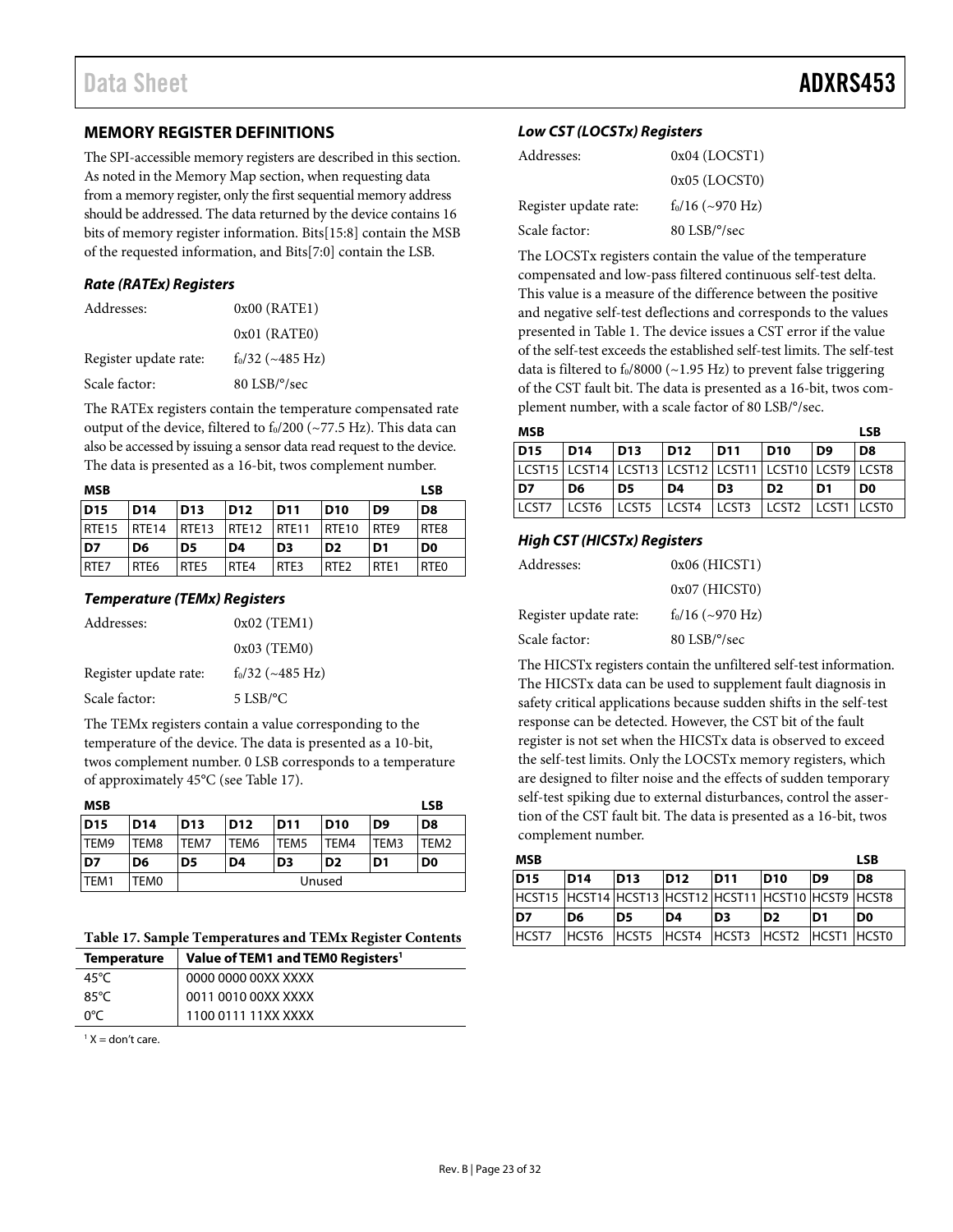## MEMORY REGISTER DEFINITIONS

The SPI-accessible memory registers are described in this section. As noted in the Memory Map section, when requesting data from a memory register, only the first sequential memory address should be addressed. The data returned by the device contains 16 bits of memory register information. Bits[15:8] contain the MSB of the requested information, and Bits[7:0] contain the LSB.

### *Rate (RATEx) Registers*

Addresses: 0x00 (RATE1)

0x01 (RATE0)

Register update rate: $f_0/32$ (~485 Hz)

Scale factor: 80 LSB/°/sec

The RATEx registers contain the temperature compensated rate output of the device, filtered to $f_0/200$ (~77.5 Hz). This data can also be accessed by issuing a sensor data read request to the device. The data is presented as a 16-bit, twos complement number.

| MSB | | | | | | | LSB |
|---|---|---|---|---|---|---|---|
| **D15** | **D14** | **D13** | **D12** | **D11** | **D10** | **D9** | **D8** |
| RTE15 | RTE14 | RTE13 | RTE12 | RTE11 | RTE10 | RTE9 | RTE8 |
| **D7** | **D6** | **D5** | **D4** | **D3** | **D2** | **D1** | **D0** |
| RTE7 | RTE6 | RTE5 | RTE4 | RTE3 | RTE2 | RTE1 | RTE0 |

### *Temperature (TEMx) Registers*

Addresses: 0x02 (TEM1)

0x03 (TEM0)

Register update rate: $f_0/32$ (~485 Hz)

Scale factor: 5 LSB/°C

The TEMx registers contain a value corresponding to the temperature of the device. The data is presented as a 10-bit, twos complement number. 0 LSB corresponds to a temperature of approximately 45°C (see Table 17).

| MSB | | | | | | | LSB |
|---|---|---|---|---|---|---|---|
| **D15** | **D14** | **D13** | **D12** | **D11** | **D10** | **D9** | **D8** |
| TEM9 | TEM8 | TEM7 | TEM6 | TEM5 | TEM4 | TEM3 | TEM2 |
| **D7** | **D6** | **D5** | **D4** | **D3** | **D2** | **D1** | **D0** |
| TEM1 | TEM0 | Unused | | | | | |

**Table 17. Sample Temperatures and TEMx Register Contents**

| Temperature | Value of TEM1 and TEM0 Registers[1] |
|---|---|
| 45°C | 0000 0000 00XX XXXX |
| 85°C | 0011 0010 00XX XXXX |
| 0°C | 1100 0111 11XX XXXX |

[1] X = don't care.

### *Low CST (LOCSTx) Registers*

Addresses: 0x04 (LOCST1)

0x05 (LOCST0)

Register update rate: $f_0/16$ (~970 Hz)

Scale factor: 80 LSB/°/sec

The LOCSTx registers contain the value of the temperature compensated and low-pass filtered continuous self-test delta. This value is a measure of the difference between the positive and negative self-test deflections and corresponds to the values presented in Table 1. The device issues a CST error if the value of the self-test exceeds the established self-test limits. The self-test data is filtered to $f_0/8000$ (~1.95 Hz) to prevent false triggering of the CST fault bit. The data is presented as a 16-bit, twos complement number, with a scale factor of 80 LSB/°/sec.

| MSB | | | | | | | LSB |
|---|---|---|---|---|---|---|---|
| **D15** | **D14** | **D13** | **D12** | **D11** | **D10** | **D9** | **D8** |
| LCST15 | LCST14 | LCST13 | LCST12 | LCST11 | LCST10 | LCST9 | LCST8 |
| **D7** | **D6** | **D5** | **D4** | **D3** | **D2** | **D1** | **D0** |
| LCST7 | LCST6 | LCST5 | LCST4 | LCST3 | LCST2 | LCST1 | LCST0 |

### *High CST (HICSTx) Registers*

Addresses: 0x06 (HICST1)

0x07 (HICST0)

Register update rate: $f_0/16$ (~970 Hz)

Scale factor: 80 LSB/°/sec

The HICSTx registers contain the unfiltered self-test information. The HICSTx data can be used to supplement fault diagnosis in safety critical applications because sudden shifts in the self-test response can be detected. However, the CST bit of the fault register is not set when the HICSTx data is observed to exceed the self-test limits. Only the LOCSTx memory registers, which are designed to filter noise and the effects of sudden temporary self-test spiking due to external disturbances, control the assertion of the CST fault bit. The data is presented as a 16-bit, twos complement number.

| MSB | | | | | | | LSB |
|---|---|---|---|---|---|---|---|
| **D15** | **D14** | **D13** | **D12** | **D11** | **D10** | **D9** | **D8** |
| HCST15 | HCST14 | HCST13 | HCST12 | HCST11 | HCST10 | HCST9 | HCST8 |
| **D7** | **D6** | **D5** | **D4** | **D3** | **D2** | **D1** | **D0** |
| HCST7 | HCST6 | HCST5 | HCST4 | HCST3 | HCST2 | HCST1 | HCST0 |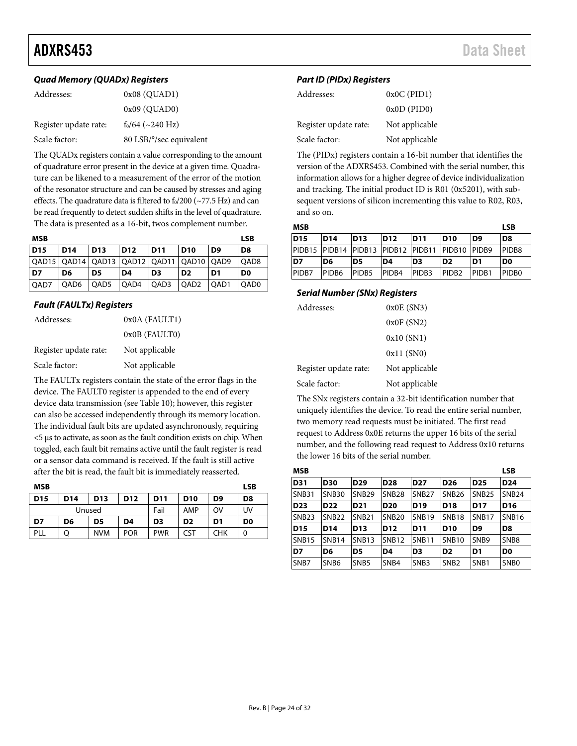### Quad Memory (QUADx) Registers

Addresses: 0x08 (QUAD1)

0x09 (QUAD0)

Register update rate: $f_0$/64 (~240 Hz)

Scale factor: 80 LSB/°/sec equivalent

The QUADx registers contain a value corresponding to the amount of quadrature error present in the device at a given time. Quadrature can be likened to a measurement of the error of the motion of the resonator structure and can be caused by stresses and aging effects. The quadrature data is filtered to $f_0$/200 (~77.5 Hz) and can be read frequently to detect sudden shifts in the level of quadrature. The data is presented as a 16-bit, twos complement number.

| MSB | | | | | | | LSB |
|---|---|---|---|---|---|---|---|
| **D15** | **D14** | **D13** | **D12** | **D11** | **D10** | **D9** | **D8** |
| QAD15 | QAD14 | QAD13 | QAD12 | QAD11 | QAD10 | QAD9 | QAD8 |
| **D7** | **D6** | **D5** | **D4** | **D3** | **D2** | **D1** | **D0** |
| QAD7 | QAD6 | QAD5 | QAD4 | QAD3 | QAD2 | QAD1 | QAD0 |

### Fault (FAULTx) Registers

Addresses: 0x0A (FAULT1)

0x0B (FAULT0)

Register update rate: Not applicable

Scale factor: Not applicable

The FAULTx registers contain the state of the error flags in the device. The FAULT0 register is appended to the end of every device data transmission (see Table 10); however, this register can also be accessed independently through its memory location. The individual fault bits are updated asynchronously, requiring <5 µs to activate, as soon as the fault condition exists on chip. When toggled, each fault bit remains active until the fault register is read or a sensor data command is received. If the fault is still active after the bit is read, the fault bit is immediately reasserted.

| MSB | | | | | | | LSB |
|---|---|---|---|---|---|---|---|
| **D15** | **D14** | **D13** | **D12** | **D11** | **D10** | **D9** | **D8** |
| Unused | | | | Fail | AMP | OV | UV |
| **D7** | **D6** | **D5** | **D4** | **D3** | **D2** | **D1** | **D0** |
| PLL | Q | NVM | POR | PWR | CST | CHK | 0 |

### Part ID (PIDx) Registers

Addresses: 0x0C (PID1)

0x0D (PID0)

Register update rate: Not applicable

Scale factor: Not applicable

The (PIDx) registers contain a 16-bit number that identifies the version of the ADXRS453. Combined with the serial number, this information allows for a higher degree of device individualization and tracking. The initial product ID is R01 (0x5201), with subsequent versions of silicon incrementing this value to R02, R03, and so on.

| MSB | | | | | | | LSB |
|---|---|---|---|---|---|---|---|
| **D15** | **D14** | **D13** | **D12** | **D11** | **D10** | **D9** | **D8** |
| PIDB15 | PIDB14 | PIDB13 | PIDB12 | PIDB11 | PIDB10 | PIDB9 | PIDB8 |
| **D7** | **D6** | **D5** | **D4** | **D3** | **D2** | **D1** | **D0** |
| PIDB7 | PIDB6 | PIDB5 | PIDB4 | PIDB3 | PIDB2 | PIDB1 | PIDB0 |

### Serial Number (SNx) Registers

Addresses: 0x0E (SN3)

0x0F (SN2)

0x10 (SN1)

0x11 (SN0)

Register update rate: Not applicable

Scale factor: Not applicable

The SNx registers contain a 32-bit identification number that uniquely identifies the device. To read the entire serial number, two memory read requests must be initiated. The first read request to Address 0x0E returns the upper 16 bits of the serial number, and the following read request to Address 0x10 returns the lower 16 bits of the serial number.

| MSB | | | | | | | LSB |
|---|---|---|---|---|---|---|---|
| **D31** | **D30** | **D29** | **D28** | **D27** | **D26** | **D25** | **D24** |
| SNB31 | SNB30 | SNB29 | SNB28 | SNB27 | SNB26 | SNB25 | SNB24 |
| **D23** | **D22** | **D21** | **D20** | **D19** | **D18** | **D17** | **D16** |
| SNB23 | SNB22 | SNB21 | SNB20 | SNB19 | SNB18 | SNB17 | SNB16 |
| **D15** | **D14** | **D13** | **D12** | **D11** | **D10** | **D9** | **D8** |
| SNB15 | SNB14 | SNB13 | SNB12 | SNB11 | SNB10 | SNB9 | SNB8 |
| **D7** | **D6** | **D5** | **D4** | **D3** | **D2** | **D1** | **D0** |
| SNB7 | SNB6 | SNB5 | SNB4 | SNB3 | SNB2 | SNB1 | SNB0 |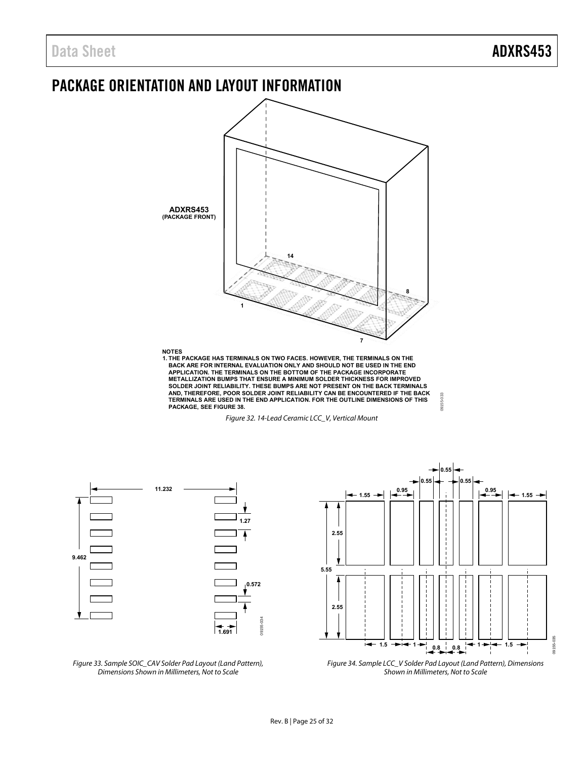## PACKAGE ORIENTATION AND LAYOUT INFORMATION

NOTES
1. THE PACKAGE HAS TERMINALS ON TWO FACES. HOWEVER, THE TERMINALS ON THE BACK ARE FOR INTERNAL EVALUATION ONLY AND SHOULD NOT BE USED IN THE END APPLICATION. THE TERMINALS ON THE BOTTOM OF THE PACKAGE INCORPORATE METALLIZATION BUMPS THAT ENSURE A MINIMUM SOLDER THICKNESS FOR IMPROVED SOLDER JOINT RELIABILITY. THESE BUMPS ARE NOT PRESENT ON THE BACK TERMINALS AND, THEREFORE, POOR SOLDER JOINT RELIABILITY CAN BE ENCOUNTERED IF THE BACK TERMINALS ARE USED IN THE END APPLICATION. FOR THE OUTLINE DIMENSIONS OF THIS PACKAGE, SEE FIGURE 38.

*Figure 32. 14-Lead Ceramic LCC_V, Vertical Mount*

*Figure 33. Sample SOIC_CAV Solder Pad Layout (Land Pattern), Dimensions Shown in Millimeters, Not to Scale*

*Figure 34. Sample LCC_V Solder Pad Layout (Land Pattern), Dimensions Shown in Millimeters, Not to Scale*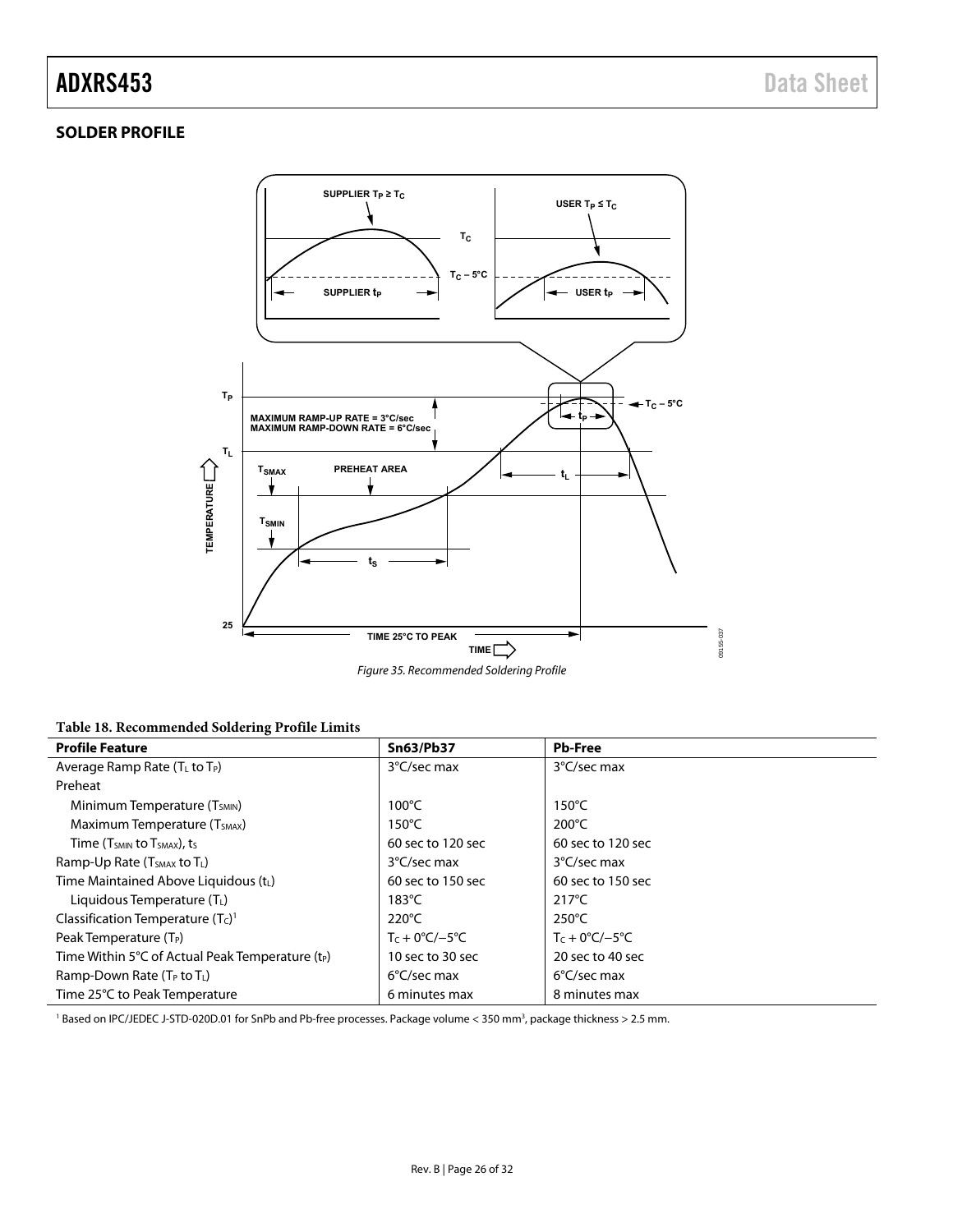## SOLDER PROFILE

*Figure 35. Recommended Soldering Profile*

**Table 18. Recommended Soldering Profile Limits**

| Profile Feature | Sn63/Pb37 | Pb-Free |
|---|---|---|
| Average Ramp Rate ($T_L$ to $T_P$) | 3°C/sec max | 3°C/sec max |
| Preheat | | |
| Minimum Temperature ($T_{SMIN}$) | 100°C | 150°C |
| Maximum Temperature ($T_{SMAX}$) | 150°C | 200°C |
| Time ($T_{SMIN}$ to $T_{SMAX}$), $t_S$ | 60 sec to 120 sec | 60 sec to 120 sec |
| Ramp-Up Rate ($T_{SMAX}$ to $T_L$) | 3°C/sec max | 3°C/sec max |
| Time Maintained Above Liquidous ($t_L$) | 60 sec to 150 sec | 60 sec to 150 sec |
| Liquidous Temperature ($T_L$) | 183°C | 217°C |
| Classification Temperature ($T_C$)[1] | 220°C | 250°C |
| Peak Temperature ($T_P$) | $T_C$ + 0°C/−5°C | $T_C$ + 0°C/−5°C |
| Time Within 5°C of Actual Peak Temperature ($t_P$) | 10 sec to 30 sec | 20 sec to 40 sec |
| Ramp-Down Rate ($T_P$ to $T_L$) | 6°C/sec max | 6°C/sec max |
| Time 25°C to Peak Temperature | 6 minutes max | 8 minutes max |

[1] Based on IPC/JEDEC J-STD-020D.01 for SnPb and Pb-free processes. Package volume < 350 mm$^3$, package thickness > 2.5 mm.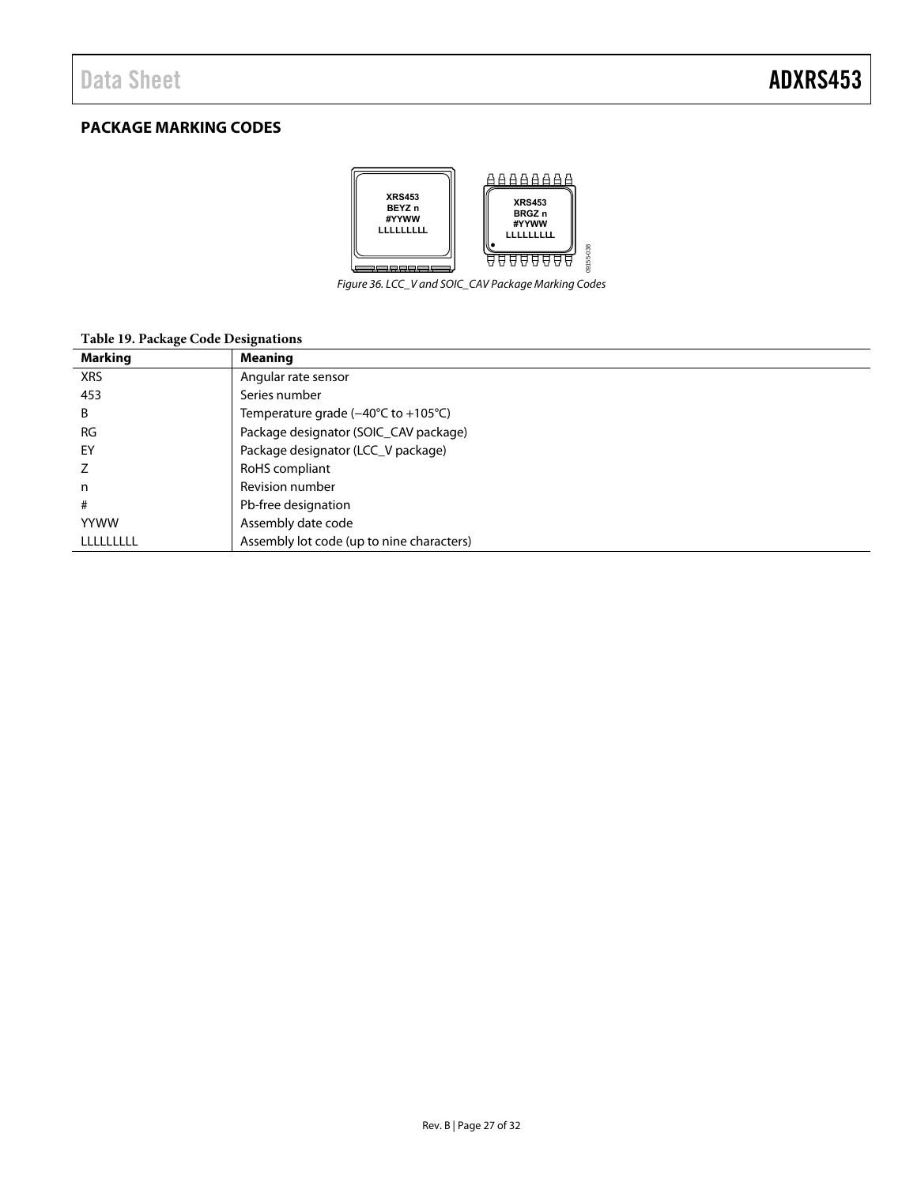## PACKAGE MARKING CODES

Figure 36. LCC_V and SOIC_CAV Package Marking Codes

**Table 19. Package Code Designations**

| Marking | Meaning |
|---|---|
| XRS | Angular rate sensor |
| 453 | Series number |
| B | Temperature grade (−40°C to +105°C) |
| RG | Package designator (SOIC_CAV package) |
| EY | Package designator (LCC_V package) |
| Z | RoHS compliant |
| n | Revision number |
| # | Pb-free designation |
| YYWW | Assembly date code |
| LLLLLLLLL | Assembly lot code (up to nine characters) |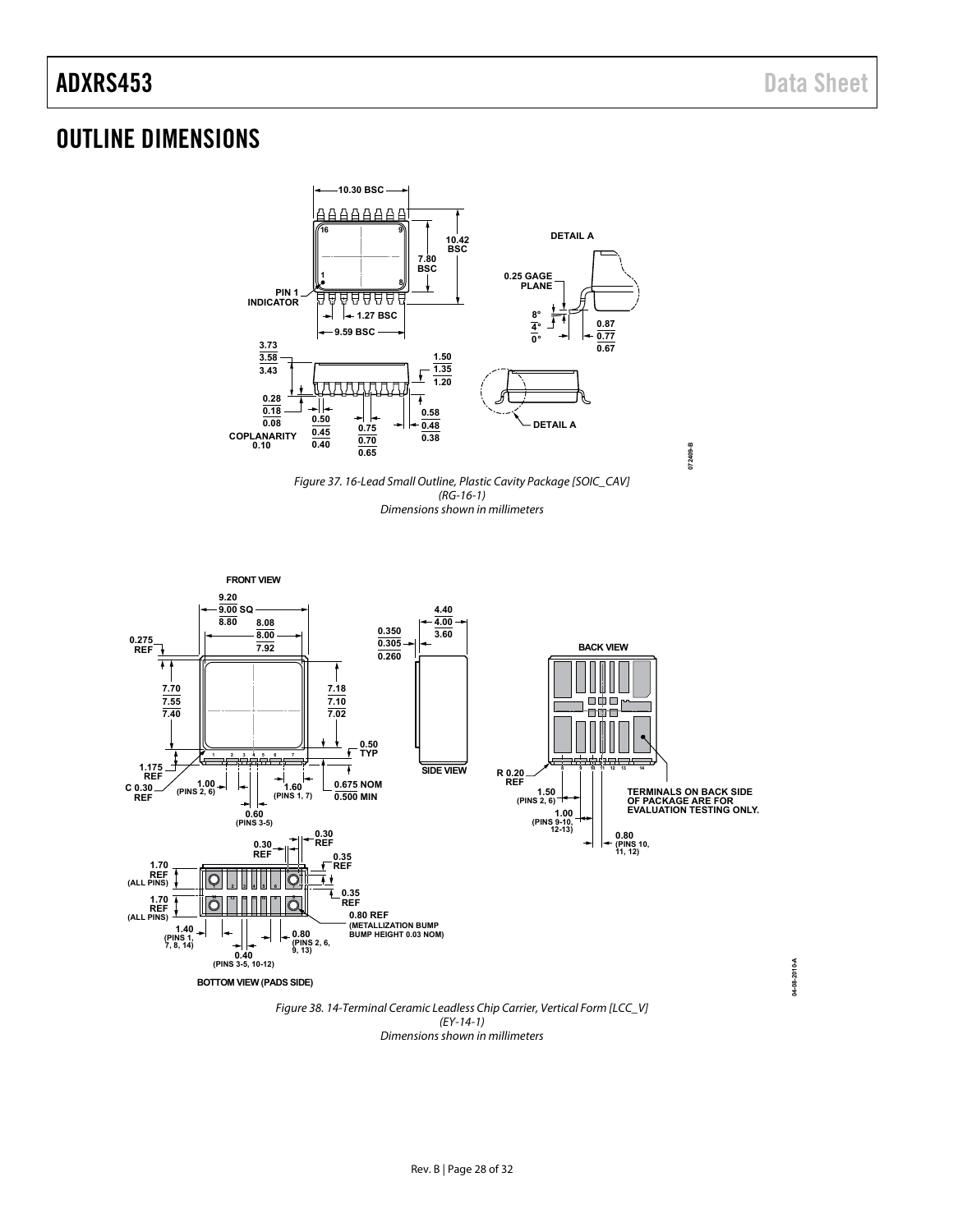# OUTLINE DIMENSIONS

Figure 37. 16-Lead Small Outline, Plastic Cavity Package [SOIC_CAV] (RG-16-1)
Dimensions shown in millimeters

Figure 38. 14-Terminal Ceramic Leadless Chip Carrier, Vertical Form [LCC_V] (EY-14-1)
Dimensions shown in millimeters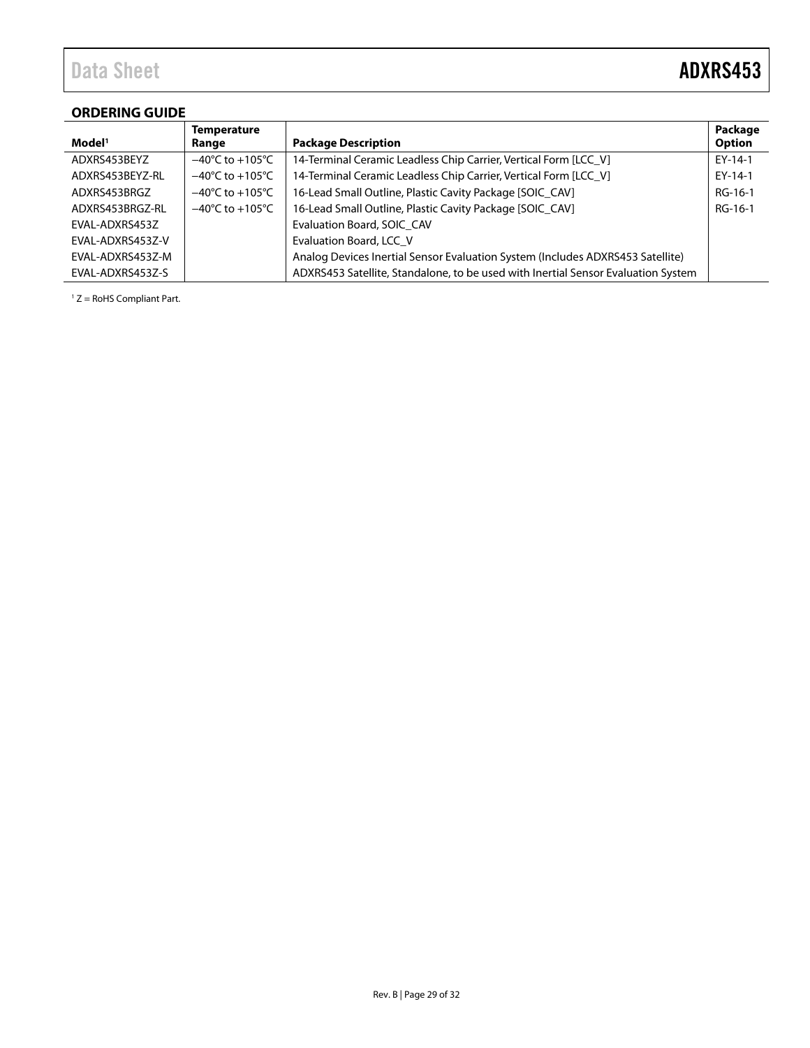## ORDERING GUIDE

| Model[1] | Temperature Range | Package Description | Package Option |
|---|---|---|---|
| ADXRS453BEYZ | −40°C to +105°C | 14-Terminal Ceramic Leadless Chip Carrier, Vertical Form [LCC_V] | EY-14-1 |
| ADXRS453BEYZ-RL | −40°C to +105°C | 14-Terminal Ceramic Leadless Chip Carrier, Vertical Form [LCC_V] | EY-14-1 |
| ADXRS453BRGZ | −40°C to +105°C | 16-Lead Small Outline, Plastic Cavity Package [SOIC_CAV] | RG-16-1 |
| ADXRS453BRGZ-RL | −40°C to +105°C | 16-Lead Small Outline, Plastic Cavity Package [SOIC_CAV] | RG-16-1 |
| EVAL-ADXRS453Z | | Evaluation Board, SOIC_CAV | |
| EVAL-ADXRS453Z-V | | Evaluation Board, LCC_V | |
| EVAL-ADXRS453Z-M | | Analog Devices Inertial Sensor Evaluation System (Includes ADXRS453 Satellite) | |
| EVAL-ADXRS453Z-S | | ADXRS453 Satellite, Standalone, to be used with Inertial Sensor Evaluation System | |

[1] Z = RoHS Compliant Part.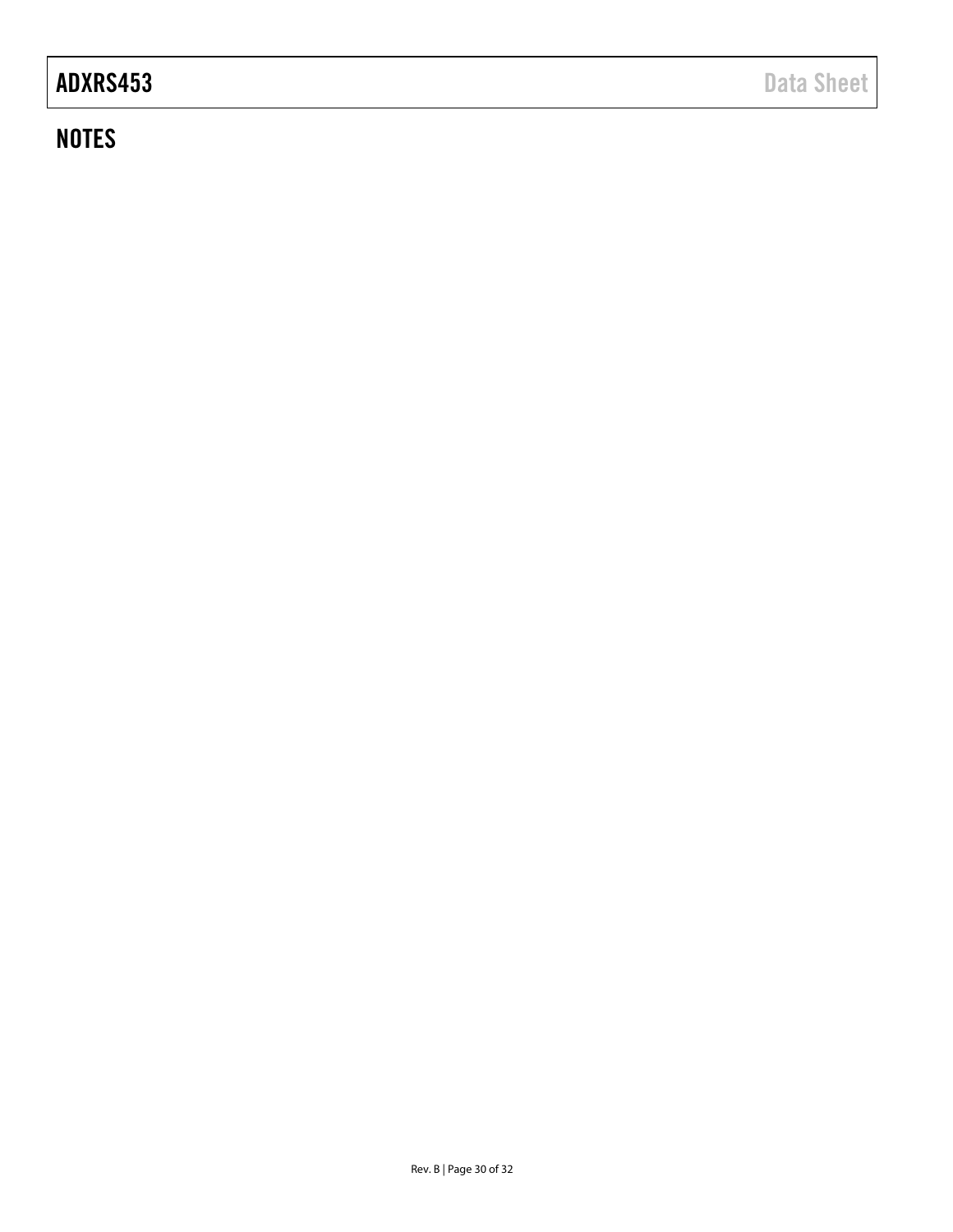## NOTES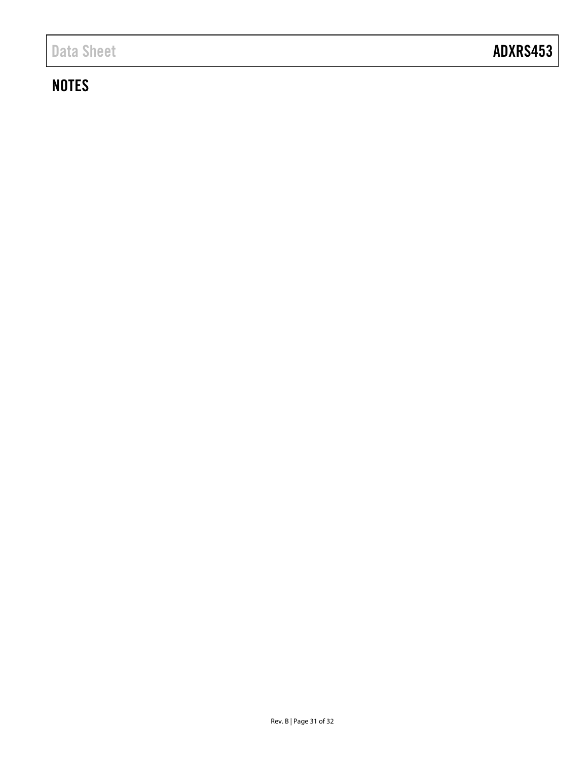## NOTES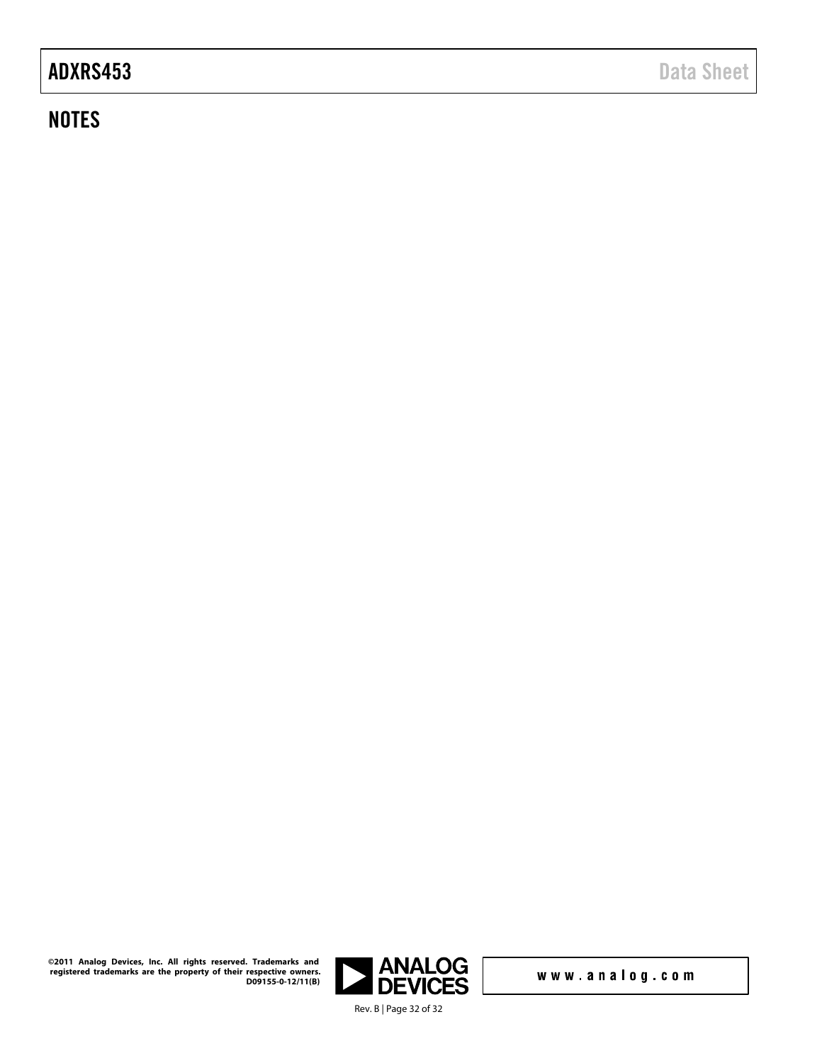## NOTES

©2011 Analog Devices, Inc. All rights reserved. Trademarks and registered trademarks are the property of their respective owners.
D09155-0-12/11(B)

www.analog.com